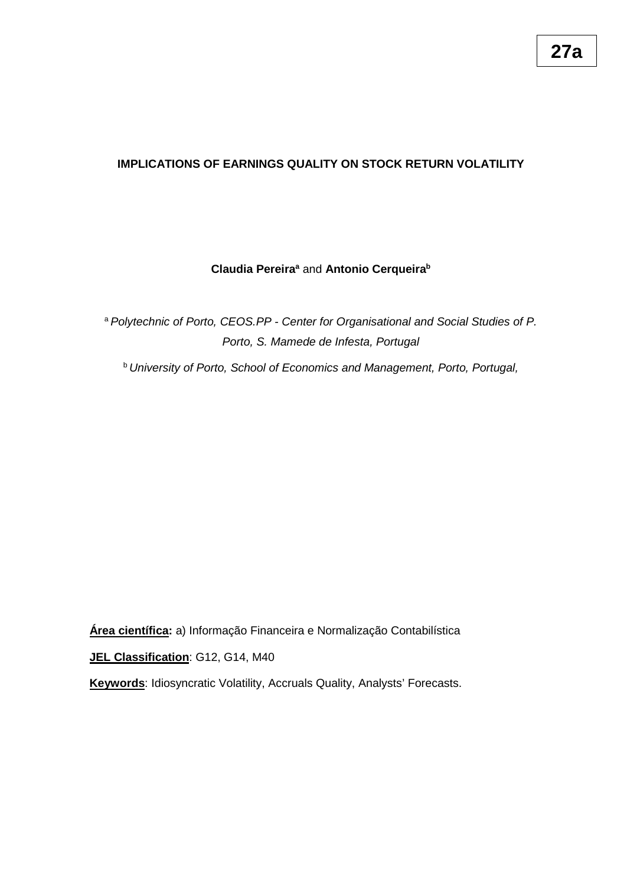**27a**

# IMPLICATIONS OF EARNINGS QUALITY ON STOCK RETURN VOLATILITY

**Claudia Pereira**[a] and **Antonio Cerqueira**[b]

[a] *Polytechnic of Porto, CEOS.PP - Center for Organisational and Social Studies of P. Porto, S. Mamede de Infesta, Portugal*

[b] *University of Porto, School of Economics and Management, Porto, Portugal,*

**Área científica:** a) Informação Financeira e Normalização Contabilística

**JEL Classification**: G12, G14, M40

**Keywords**: Idiosyncratic Volatility, Accruals Quality, Analysts' Forecasts.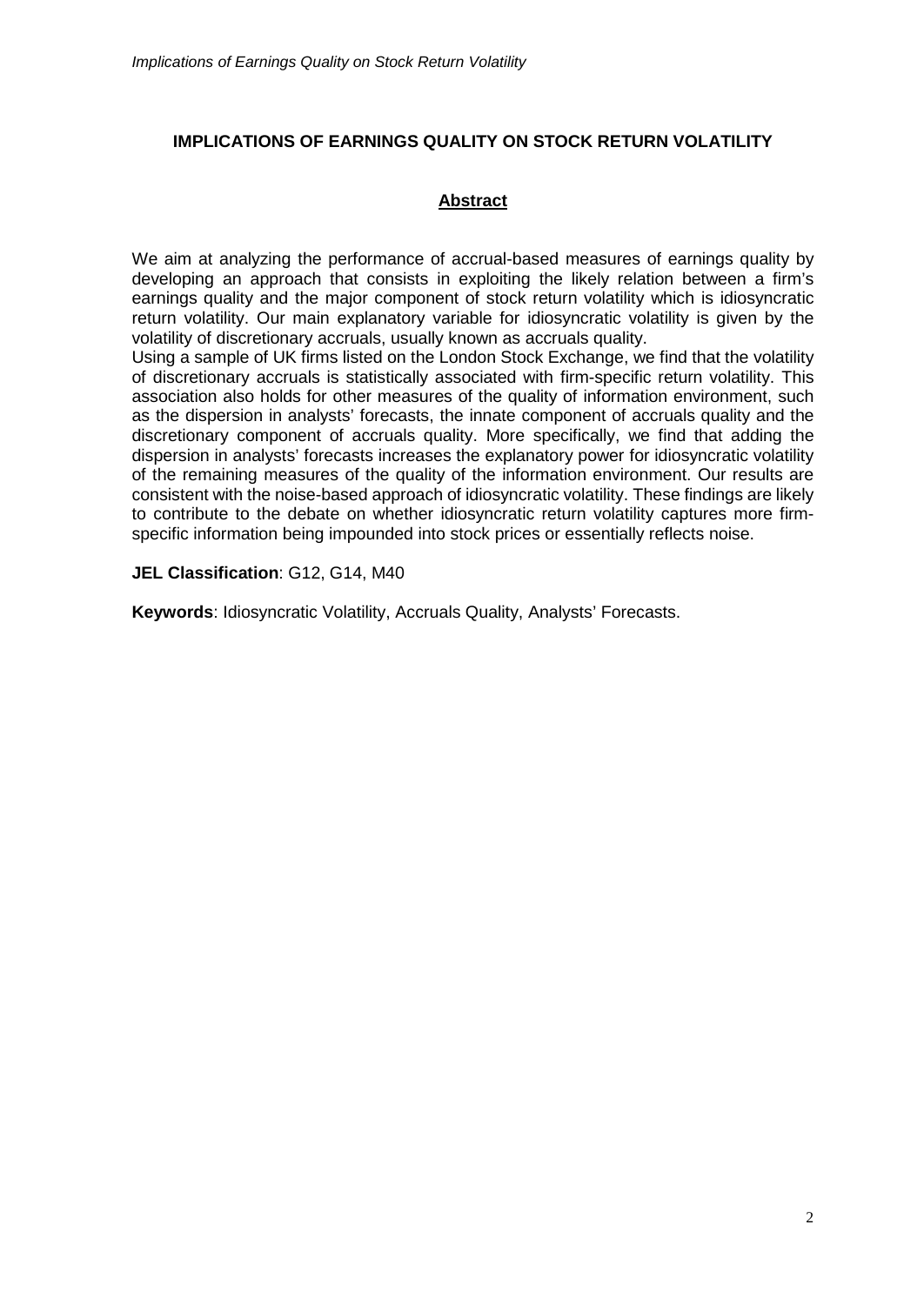# IMPLICATIONS OF EARNINGS QUALITY ON STOCK RETURN VOLATILITY

## Abstract

We aim at analyzing the performance of accrual-based measures of earnings quality by developing an approach that consists in exploiting the likely relation between a firm's earnings quality and the major component of stock return volatility which is idiosyncratic return volatility. Our main explanatory variable for idiosyncratic volatility is given by the volatility of discretionary accruals, usually known as accruals quality.

Using a sample of UK firms listed on the London Stock Exchange, we find that the volatility of discretionary accruals is statistically associated with firm-specific return volatility. This association also holds for other measures of the quality of information environment, such as the dispersion in analysts' forecasts, the innate component of accruals quality and the discretionary component of accruals quality. More specifically, we find that adding the dispersion in analysts' forecasts increases the explanatory power for idiosyncratic volatility of the remaining measures of the quality of the information environment. Our results are consistent with the noise-based approach of idiosyncratic volatility. These findings are likely to contribute to the debate on whether idiosyncratic return volatility captures more firm-specific information being impounded into stock prices or essentially reflects noise.

**JEL Classification**: G12, G14, M40

**Keywords**: Idiosyncratic Volatility, Accruals Quality, Analysts' Forecasts.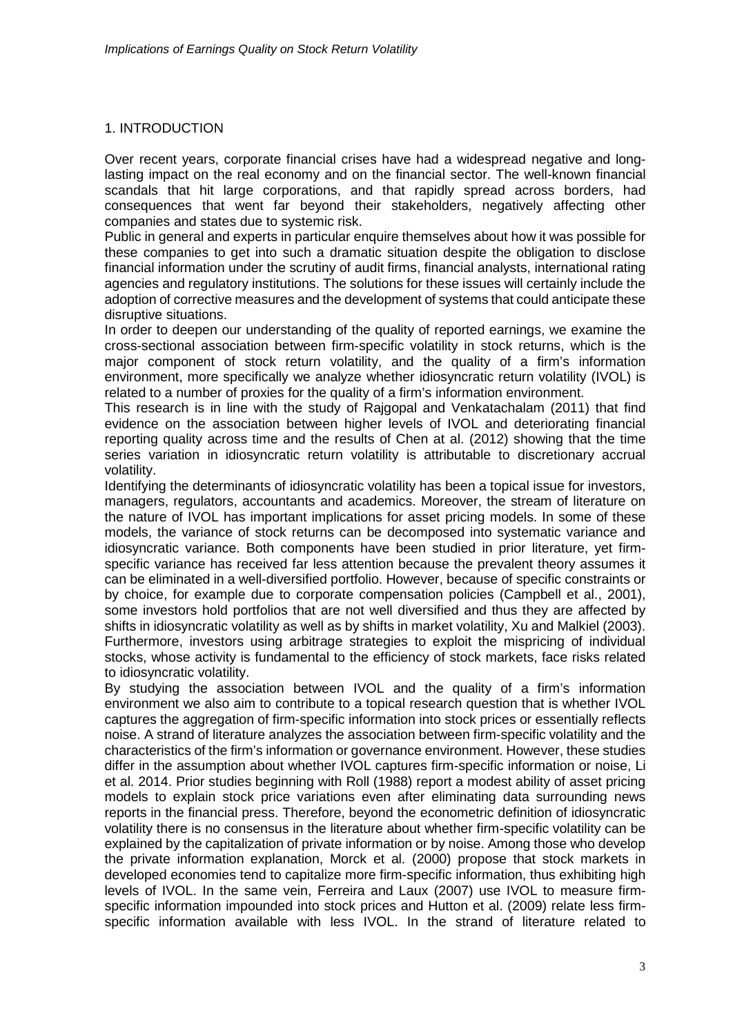## 1. INTRODUCTION

Over recent years, corporate financial crises have had a widespread negative and long-lasting impact on the real economy and on the financial sector. The well-known financial scandals that hit large corporations, and that rapidly spread across borders, had consequences that went far beyond their stakeholders, negatively affecting other companies and states due to systemic risk.

Public in general and experts in particular enquire themselves about how it was possible for these companies to get into such a dramatic situation despite the obligation to disclose financial information under the scrutiny of audit firms, financial analysts, international rating agencies and regulatory institutions. The solutions for these issues will certainly include the adoption of corrective measures and the development of systems that could anticipate these disruptive situations.

In order to deepen our understanding of the quality of reported earnings, we examine the cross-sectional association between firm-specific volatility in stock returns, which is the major component of stock return volatility, and the quality of a firm's information environment, more specifically we analyze whether idiosyncratic return volatility (IVOL) is related to a number of proxies for the quality of a firm's information environment.

This research is in line with the study of Rajgopal and Venkatachalam (2011) that find evidence on the association between higher levels of IVOL and deteriorating financial reporting quality across time and the results of Chen at al. (2012) showing that the time series variation in idiosyncratic return volatility is attributable to discretionary accrual volatility.

Identifying the determinants of idiosyncratic volatility has been a topical issue for investors, managers, regulators, accountants and academics. Moreover, the stream of literature on the nature of IVOL has important implications for asset pricing models. In some of these models, the variance of stock returns can be decomposed into systematic variance and idiosyncratic variance. Both components have been studied in prior literature, yet firm-specific variance has received far less attention because the prevalent theory assumes it can be eliminated in a well-diversified portfolio. However, because of specific constraints or by choice, for example due to corporate compensation policies (Campbell et al., 2001), some investors hold portfolios that are not well diversified and thus they are affected by shifts in idiosyncratic volatility as well as by shifts in market volatility, Xu and Malkiel (2003). Furthermore, investors using arbitrage strategies to exploit the mispricing of individual stocks, whose activity is fundamental to the efficiency of stock markets, face risks related to idiosyncratic volatility.

By studying the association between IVOL and the quality of a firm's information environment we also aim to contribute to a topical research question that is whether IVOL captures the aggregation of firm-specific information into stock prices or essentially reflects noise. A strand of literature analyzes the association between firm-specific volatility and the characteristics of the firm's information or governance environment. However, these studies differ in the assumption about whether IVOL captures firm-specific information or noise, Li et al. 2014. Prior studies beginning with Roll (1988) report a modest ability of asset pricing models to explain stock price variations even after eliminating data surrounding news reports in the financial press. Therefore, beyond the econometric definition of idiosyncratic volatility there is no consensus in the literature about whether firm-specific volatility can be explained by the capitalization of private information or by noise. Among those who develop the private information explanation, Morck et al. (2000) propose that stock markets in developed economies tend to capitalize more firm-specific information, thus exhibiting high levels of IVOL. In the same vein, Ferreira and Laux (2007) use IVOL to measure firm-specific information impounded into stock prices and Hutton et al. (2009) relate less firm-specific information available with less IVOL. In the strand of literature related to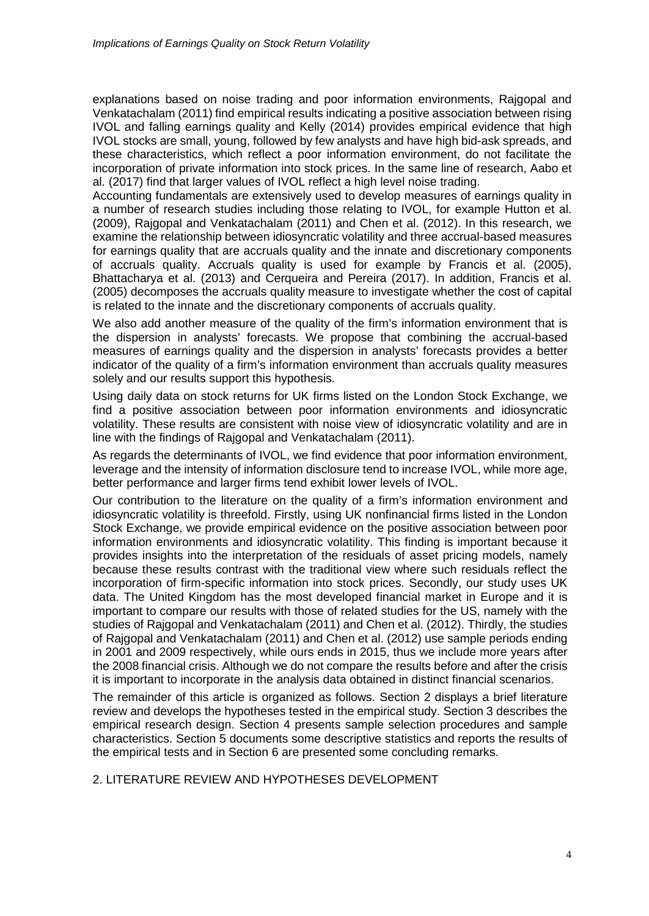explanations based on noise trading and poor information environments, Rajgopal and Venkatachalam (2011) find empirical results indicating a positive association between rising IVOL and falling earnings quality and Kelly (2014) provides empirical evidence that high IVOL stocks are small, young, followed by few analysts and have high bid-ask spreads, and these characteristics, which reflect a poor information environment, do not facilitate the incorporation of private information into stock prices. In the same line of research, Aabo et al. (2017) find that larger values of IVOL reflect a high level noise trading.

Accounting fundamentals are extensively used to develop measures of earnings quality in a number of research studies including those relating to IVOL, for example Hutton et al. (2009), Rajgopal and Venkatachalam (2011) and Chen et al. (2012). In this research, we examine the relationship between idiosyncratic volatility and three accrual-based measures for earnings quality that are accruals quality and the innate and discretionary components of accruals quality. Accruals quality is used for example by Francis et al. (2005), Bhattacharya et al. (2013) and Cerqueira and Pereira (2017). In addition, Francis et al. (2005) decomposes the accruals quality measure to investigate whether the cost of capital is related to the innate and the discretionary components of accruals quality.

We also add another measure of the quality of the firm's information environment that is the dispersion in analysts' forecasts. We propose that combining the accrual-based measures of earnings quality and the dispersion in analysts' forecasts provides a better indicator of the quality of a firm's information environment than accruals quality measures solely and our results support this hypothesis.

Using daily data on stock returns for UK firms listed on the London Stock Exchange, we find a positive association between poor information environments and idiosyncratic volatility. These results are consistent with noise view of idiosyncratic volatility and are in line with the findings of Rajgopal and Venkatachalam (2011).

As regards the determinants of IVOL, we find evidence that poor information environment, leverage and the intensity of information disclosure tend to increase IVOL, while more age, better performance and larger firms tend exhibit lower levels of IVOL.

Our contribution to the literature on the quality of a firm's information environment and idiosyncratic volatility is threefold. Firstly, using UK nonfinancial firms listed in the London Stock Exchange, we provide empirical evidence on the positive association between poor information environments and idiosyncratic volatility. This finding is important because it provides insights into the interpretation of the residuals of asset pricing models, namely because these results contrast with the traditional view where such residuals reflect the incorporation of firm-specific information into stock prices. Secondly, our study uses UK data. The United Kingdom has the most developed financial market in Europe and it is important to compare our results with those of related studies for the US, namely with the studies of Rajgopal and Venkatachalam (2011) and Chen et al. (2012). Thirdly, the studies of Rajgopal and Venkatachalam (2011) and Chen et al. (2012) use sample periods ending in 2001 and 2009 respectively, while ours ends in 2015, thus we include more years after the 2008 financial crisis. Although we do not compare the results before and after the crisis it is important to incorporate in the analysis data obtained in distinct financial scenarios.

The remainder of this article is organized as follows. Section 2 displays a brief literature review and develops the hypotheses tested in the empirical study. Section 3 describes the empirical research design. Section 4 presents sample selection procedures and sample characteristics. Section 5 documents some descriptive statistics and reports the results of the empirical tests and in Section 6 are presented some concluding remarks.

## 2. LITERATURE REVIEW AND HYPOTHESES DEVELOPMENT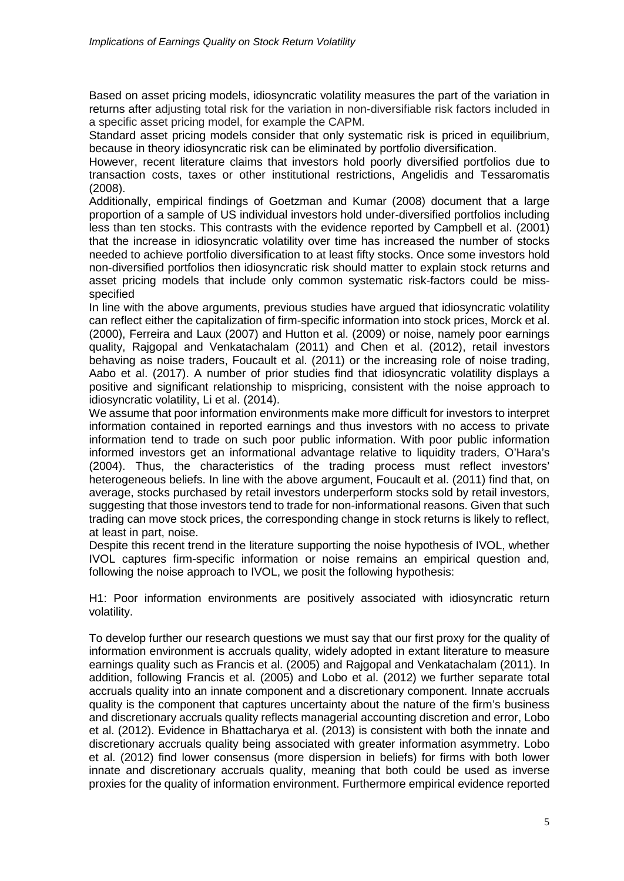Based on asset pricing models, idiosyncratic volatility measures the part of the variation in returns after adjusting total risk for the variation in non-diversifiable risk factors included in a specific asset pricing model, for example the CAPM.

Standard asset pricing models consider that only systematic risk is priced in equilibrium, because in theory idiosyncratic risk can be eliminated by portfolio diversification.

However, recent literature claims that investors hold poorly diversified portfolios due to transaction costs, taxes or other institutional restrictions, Angelidis and Tessaromatis (2008).

Additionally, empirical findings of Goetzman and Kumar (2008) document that a large proportion of a sample of US individual investors hold under-diversified portfolios including less than ten stocks. This contrasts with the evidence reported by Campbell et al. (2001) that the increase in idiosyncratic volatility over time has increased the number of stocks needed to achieve portfolio diversification to at least fifty stocks. Once some investors hold non-diversified portfolios then idiosyncratic risk should matter to explain stock returns and asset pricing models that include only common systematic risk-factors could be miss-specified

In line with the above arguments, previous studies have argued that idiosyncratic volatility can reflect either the capitalization of firm-specific information into stock prices, Morck et al. (2000), Ferreira and Laux (2007) and Hutton et al. (2009) or noise, namely poor earnings quality, Rajgopal and Venkatachalam (2011) and Chen et al. (2012), retail investors behaving as noise traders, Foucault et al. (2011) or the increasing role of noise trading, Aabo et al. (2017). A number of prior studies find that idiosyncratic volatility displays a positive and significant relationship to mispricing, consistent with the noise approach to idiosyncratic volatility, Li et al. (2014).

We assume that poor information environments make more difficult for investors to interpret information contained in reported earnings and thus investors with no access to private information tend to trade on such poor public information. With poor public information informed investors get an informational advantage relative to liquidity traders, O'Hara's (2004). Thus, the characteristics of the trading process must reflect investors' heterogeneous beliefs. In line with the above argument, Foucault et al. (2011) find that, on average, stocks purchased by retail investors underperform stocks sold by retail investors, suggesting that those investors tend to trade for non-informational reasons. Given that such trading can move stock prices, the corresponding change in stock returns is likely to reflect, at least in part, noise.

Despite this recent trend in the literature supporting the noise hypothesis of IVOL, whether IVOL captures firm-specific information or noise remains an empirical question and, following the noise approach to IVOL, we posit the following hypothesis:

H1: Poor information environments are positively associated with idiosyncratic return volatility.

To develop further our research questions we must say that our first proxy for the quality of information environment is accruals quality, widely adopted in extant literature to measure earnings quality such as Francis et al. (2005) and Rajgopal and Venkatachalam (2011). In addition, following Francis et al. (2005) and Lobo et al. (2012) we further separate total accruals quality into an innate component and a discretionary component. Innate accruals quality is the component that captures uncertainty about the nature of the firm's business and discretionary accruals quality reflects managerial accounting discretion and error, Lobo et al. (2012). Evidence in Bhattacharya et al. (2013) is consistent with both the innate and discretionary accruals quality being associated with greater information asymmetry. Lobo et al. (2012) find lower consensus (more dispersion in beliefs) for firms with both lower innate and discretionary accruals quality, meaning that both could be used as inverse proxies for the quality of information environment. Furthermore empirical evidence reported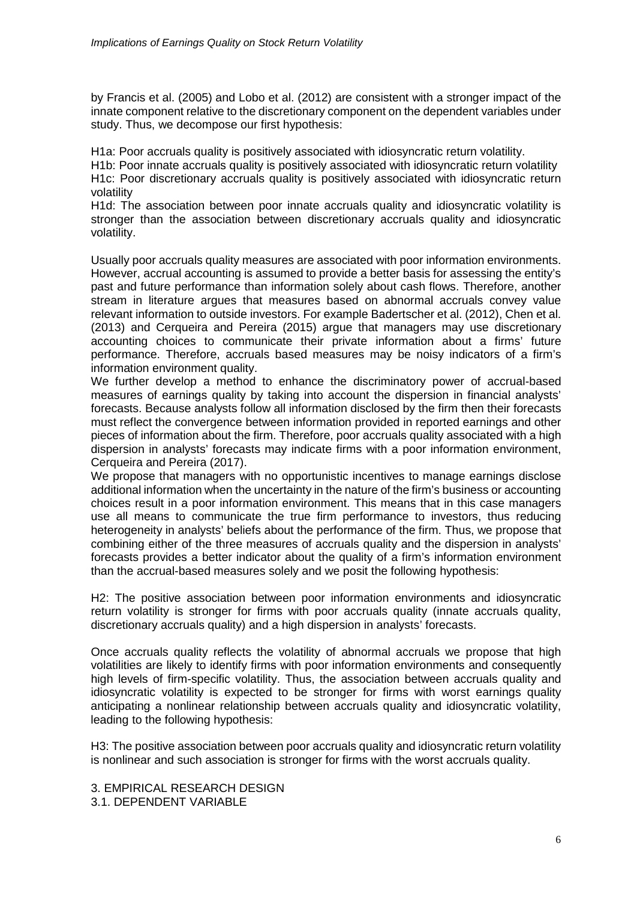by Francis et al. (2005) and Lobo et al. (2012) are consistent with a stronger impact of the innate component relative to the discretionary component on the dependent variables under study. Thus, we decompose our first hypothesis:

H1a: Poor accruals quality is positively associated with idiosyncratic return volatility.
H1b: Poor innate accruals quality is positively associated with idiosyncratic return volatility
H1c: Poor discretionary accruals quality is positively associated with idiosyncratic return volatility
H1d: The association between poor innate accruals quality and idiosyncratic volatility is stronger than the association between discretionary accruals quality and idiosyncratic volatility.

Usually poor accruals quality measures are associated with poor information environments. However, accrual accounting is assumed to provide a better basis for assessing the entity's past and future performance than information solely about cash flows. Therefore, another stream in literature argues that measures based on abnormal accruals convey value relevant information to outside investors. For example Badertscher et al. (2012), Chen et al. (2013) and Cerqueira and Pereira (2015) argue that managers may use discretionary accounting choices to communicate their private information about a firms' future performance. Therefore, accruals based measures may be noisy indicators of a firm's information environment quality.

We further develop a method to enhance the discriminatory power of accrual-based measures of earnings quality by taking into account the dispersion in financial analysts' forecasts. Because analysts follow all information disclosed by the firm then their forecasts must reflect the convergence between information provided in reported earnings and other pieces of information about the firm. Therefore, poor accruals quality associated with a high dispersion in analysts' forecasts may indicate firms with a poor information environment, Cerqueira and Pereira (2017).

We propose that managers with no opportunistic incentives to manage earnings disclose additional information when the uncertainty in the nature of the firm's business or accounting choices result in a poor information environment. This means that in this case managers use all means to communicate the true firm performance to investors, thus reducing heterogeneity in analysts' beliefs about the performance of the firm. Thus, we propose that combining either of the three measures of accruals quality and the dispersion in analysts' forecasts provides a better indicator about the quality of a firm's information environment than the accrual-based measures solely and we posit the following hypothesis:

H2: The positive association between poor information environments and idiosyncratic return volatility is stronger for firms with poor accruals quality (innate accruals quality, discretionary accruals quality) and a high dispersion in analysts' forecasts.

Once accruals quality reflects the volatility of abnormal accruals we propose that high volatilities are likely to identify firms with poor information environments and consequently high levels of firm-specific volatility. Thus, the association between accruals quality and idiosyncratic volatility is expected to be stronger for firms with worst earnings quality anticipating a nonlinear relationship between accruals quality and idiosyncratic volatility, leading to the following hypothesis:

H3: The positive association between poor accruals quality and idiosyncratic return volatility is nonlinear and such association is stronger for firms with the worst accruals quality.

## 3. EMPIRICAL RESEARCH DESIGN

### 3.1. DEPENDENT VARIABLE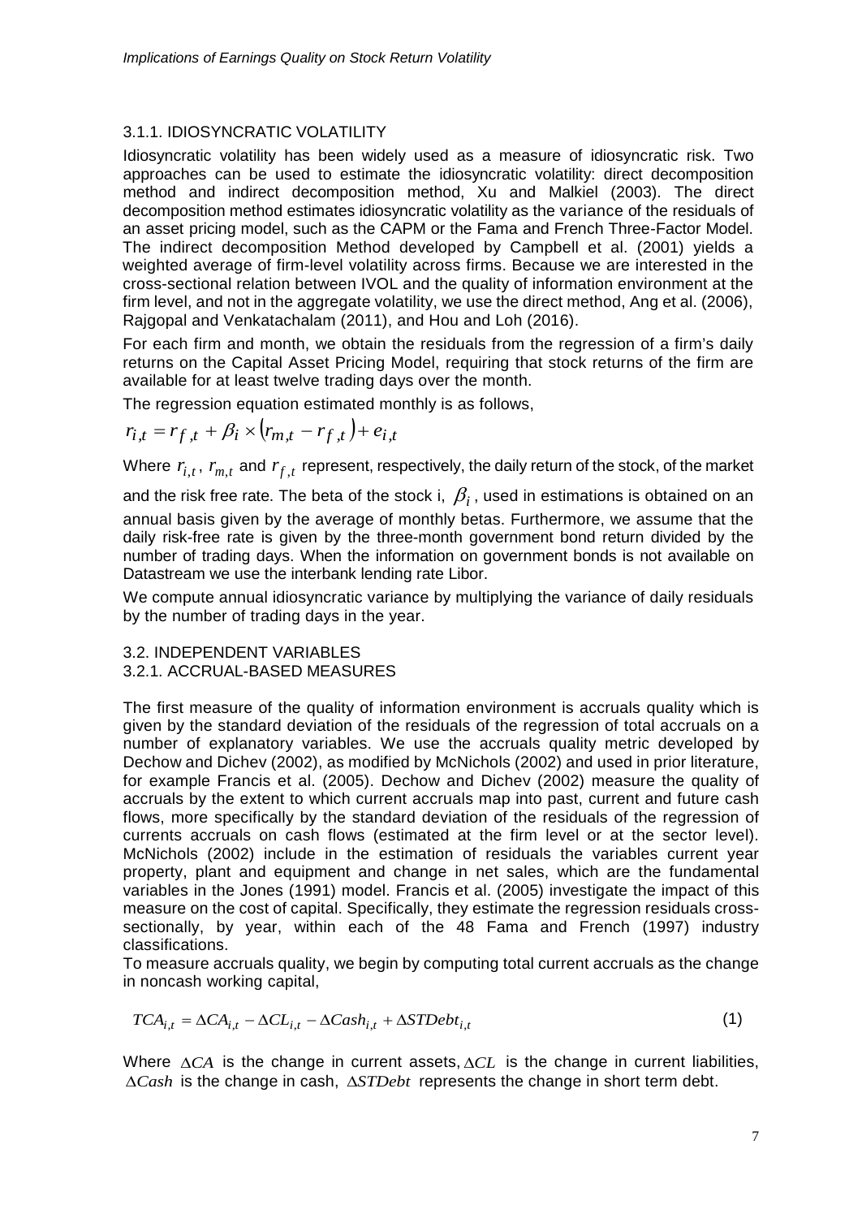### 3.1.1. IDIOSYNCRATIC VOLATILITY

Idiosyncratic volatility has been widely used as a measure of idiosyncratic risk. Two approaches can be used to estimate the idiosyncratic volatility: direct decomposition method and indirect decomposition method, Xu and Malkiel (2003). The direct decomposition method estimates idiosyncratic volatility as the variance of the residuals of an asset pricing model, such as the CAPM or the Fama and French Three-Factor Model. The indirect decomposition Method developed by Campbell et al. (2001) yields a weighted average of firm-level volatility across firms. Because we are interested in the cross-sectional relation between IVOL and the quality of information environment at the firm level, and not in the aggregate volatility, we use the direct method, Ang et al. (2006), Rajgopal and Venkatachalam (2011), and Hou and Loh (2016).

For each firm and month, we obtain the residuals from the regression of a firm's daily returns on the Capital Asset Pricing Model, requiring that stock returns of the firm are available for at least twelve trading days over the month.

The regression equation estimated monthly is as follows,

$$r_{i,t} = r_{f,t} + \beta_i \times (r_{m,t} - r_{f,t}) + e_{i,t}$$

Where $r_{i,t}$, $r_{m,t}$ and $r_{f,t}$ represent, respectively, the daily return of the stock, of the market and the risk free rate. The beta of the stock i, $\beta_i$, used in estimations is obtained on an annual basis given by the average of monthly betas. Furthermore, we assume that the daily risk-free rate is given by the three-month government bond return divided by the number of trading days. When the information on government bonds is not available on Datastream we use the interbank lending rate Libor.

We compute annual idiosyncratic variance by multiplying the variance of daily residuals by the number of trading days in the year.

## 3.2. INDEPENDENT VARIABLES

### 3.2.1. ACCRUAL-BASED MEASURES

The first measure of the quality of information environment is accruals quality which is given by the standard deviation of the residuals of the regression of total accruals on a number of explanatory variables. We use the accruals quality metric developed by Dechow and Dichev (2002), as modified by McNichols (2002) and used in prior literature, for example Francis et al. (2005). Dechow and Dichev (2002) measure the quality of accruals by the extent to which current accruals map into past, current and future cash flows, more specifically by the standard deviation of the residuals of the regression of currents accruals on cash flows (estimated at the firm level or at the sector level). McNichols (2002) include in the estimation of residuals the variables current year property, plant and equipment and change in net sales, which are the fundamental variables in the Jones (1991) model. Francis et al. (2005) investigate the impact of this measure on the cost of capital. Specifically, they estimate the regression residuals cross-sectionally, by year, within each of the 48 Fama and French (1997) industry classifications.

To measure accruals quality, we begin by computing total current accruals as the change in noncash working capital,

$$TCA_{i,t} = \Delta CA_{i,t} - \Delta CL_{i,t} - \Delta Cash_{i,t} + \Delta STDebt_{i,t} \tag{1}$$

Where $\Delta CA$ is the change in current assets, $\Delta CL$ is the change in current liabilities, $\Delta Cash$ is the change in cash, $\Delta STDebt$ represents the change in short term debt.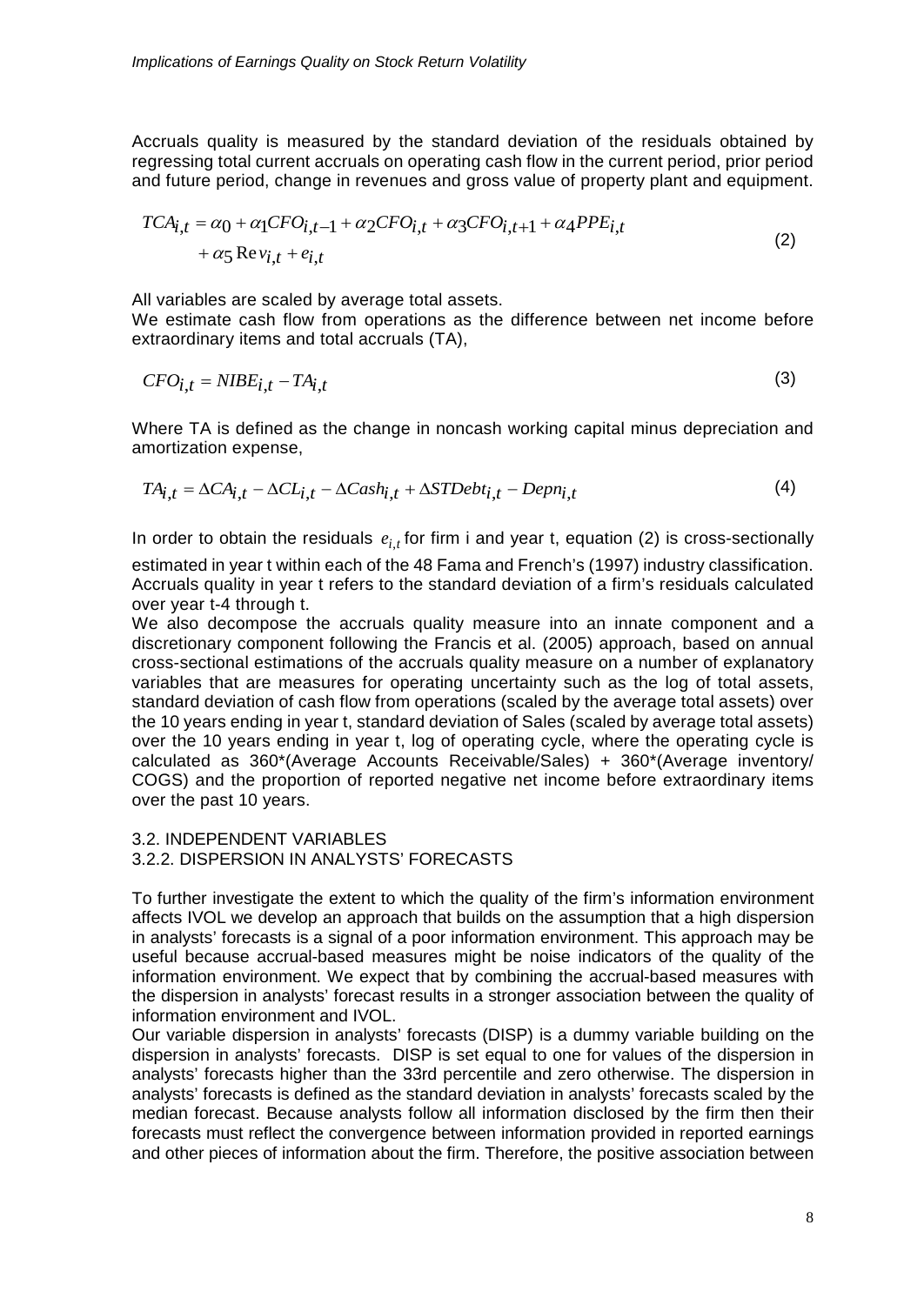Accruals quality is measured by the standard deviation of the residuals obtained by regressing total current accruals on operating cash flow in the current period, prior period and future period, change in revenues and gross value of property plant and equipment.

$$TCA_{i,t} = \alpha_0 + \alpha_1 CFO_{i,t-1} + \alpha_2 CFO_{i,t} + \alpha_3 CFO_{i,t+1} + \alpha_4 PPE_{i,t} + \alpha_5 \mathrm{Re}v_{i,t} + e_{i,t} \tag{2}$$

All variables are scaled by average total assets.

We estimate cash flow from operations as the difference between net income before extraordinary items and total accruals (TA),

$$CFO_{i,t} = NIBE_{i,t} - TA_{i,t} \tag{3}$$

Where TA is defined as the change in noncash working capital minus depreciation and amortization expense,

$$TA_{i,t} = \Delta CA_{i,t} - \Delta CL_{i,t} - \Delta Cash_{i,t} + \Delta STDebt_{i,t} - Depn_{i,t} \tag{4}$$

In order to obtain the residuals $e_{i,t}$ for firm i and year t, equation (2) is cross-sectionally estimated in year t within each of the 48 Fama and French's (1997) industry classification. Accruals quality in year t refers to the standard deviation of a firm's residuals calculated over year t-4 through t.

We also decompose the accruals quality measure into an innate component and a discretionary component following the Francis et al. (2005) approach, based on annual cross-sectional estimations of the accruals quality measure on a number of explanatory variables that are measures for operating uncertainty such as the log of total assets, standard deviation of cash flow from operations (scaled by the average total assets) over the 10 years ending in year t, standard deviation of Sales (scaled by average total assets) over the 10 years ending in year t, log of operating cycle, where the operating cycle is calculated as 360*(Average Accounts Receivable/Sales) + 360*(Average inventory/ COGS) and the proportion of reported negative net income before extraordinary items over the past 10 years.

### 3.2. INDEPENDENT VARIABLES

#### 3.2.2. DISPERSION IN ANALYSTS' FORECASTS

To further investigate the extent to which the quality of the firm's information environment affects IVOL we develop an approach that builds on the assumption that a high dispersion in analysts' forecasts is a signal of a poor information environment. This approach may be useful because accrual-based measures might be noise indicators of the quality of the information environment. We expect that by combining the accrual-based measures with the dispersion in analysts' forecast results in a stronger association between the quality of information environment and IVOL.

Our variable dispersion in analysts' forecasts (DISP) is a dummy variable building on the dispersion in analysts' forecasts. DISP is set equal to one for values of the dispersion in analysts' forecasts higher than the 33rd percentile and zero otherwise. The dispersion in analysts' forecasts is defined as the standard deviation in analysts' forecasts scaled by the median forecast. Because analysts follow all information disclosed by the firm then their forecasts must reflect the convergence between information provided in reported earnings and other pieces of information about the firm. Therefore, the positive association between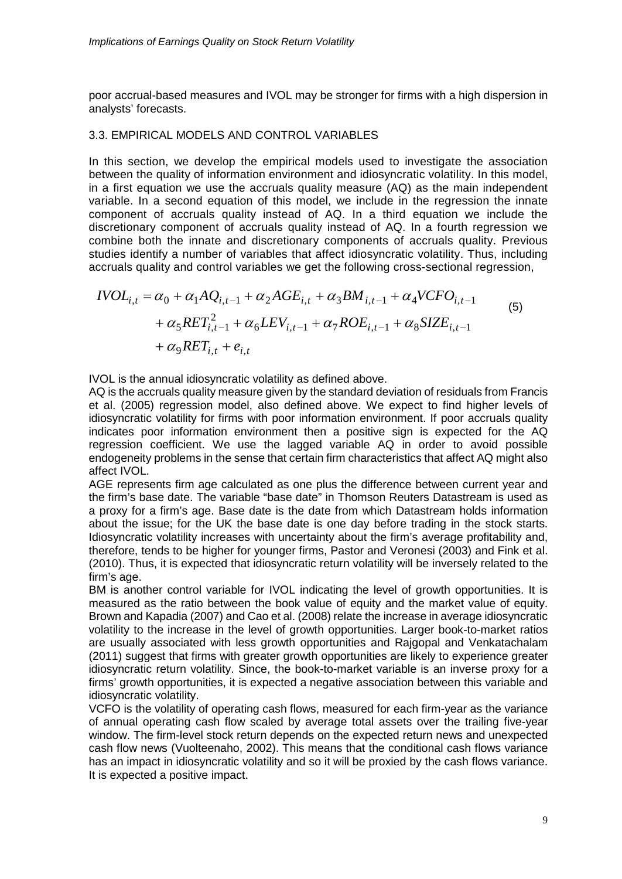poor accrual-based measures and IVOL may be stronger for firms with a high dispersion in analysts' forecasts.

### 3.3. EMPIRICAL MODELS AND CONTROL VARIABLES

In this section, we develop the empirical models used to investigate the association between the quality of information environment and idiosyncratic volatility. In this model, in a first equation we use the accruals quality measure (AQ) as the main independent variable. In a second equation of this model, we include in the regression the innate component of accruals quality instead of AQ. In a third equation we include the discretionary component of accruals quality instead of AQ. In a fourth regression we combine both the innate and discretionary components of accruals quality. Previous studies identify a number of variables that affect idiosyncratic volatility. Thus, including accruals quality and control variables we get the following cross-sectional regression,

$$
\begin{aligned}
IVOL_{i,t} = {} & \alpha_0 + \alpha_1 AQ_{i,t-1} + \alpha_2 AGE_{i,t} + \alpha_3 BM_{i,t-1} + \alpha_4 VCFO_{i,t-1} \\
& + \alpha_5 RET_{i,t-1}^2 + \alpha_6 LEV_{i,t-1} + \alpha_7 ROE_{i,t-1} + \alpha_8 SIZE_{i,t-1} \\
& + \alpha_9 RET_{i,t} + e_{i,t}
\end{aligned}
\qquad (5)
$$

IVOL is the annual idiosyncratic volatility as defined above.

AQ is the accruals quality measure given by the standard deviation of residuals from Francis et al. (2005) regression model, also defined above. We expect to find higher levels of idiosyncratic volatility for firms with poor information environment. If poor accruals quality indicates poor information environment then a positive sign is expected for the AQ regression coefficient. We use the lagged variable AQ in order to avoid possible endogeneity problems in the sense that certain firm characteristics that affect AQ might also affect IVOL.

AGE represents firm age calculated as one plus the difference between current year and the firm's base date. The variable "base date" in Thomson Reuters Datastream is used as a proxy for a firm's age. Base date is the date from which Datastream holds information about the issue; for the UK the base date is one day before trading in the stock starts. Idiosyncratic volatility increases with uncertainty about the firm's average profitability and, therefore, tends to be higher for younger firms, Pastor and Veronesi (2003) and Fink et al. (2010). Thus, it is expected that idiosyncratic return volatility will be inversely related to the firm's age.

BM is another control variable for IVOL indicating the level of growth opportunities. It is measured as the ratio between the book value of equity and the market value of equity. Brown and Kapadia (2007) and Cao et al. (2008) relate the increase in average idiosyncratic volatility to the increase in the level of growth opportunities. Larger book-to-market ratios are usually associated with less growth opportunities and Rajgopal and Venkatachalam (2011) suggest that firms with greater growth opportunities are likely to experience greater idiosyncratic return volatility. Since, the book-to-market variable is an inverse proxy for a firms' growth opportunities, it is expected a negative association between this variable and idiosyncratic volatility.

VCFO is the volatility of operating cash flows, measured for each firm-year as the variance of annual operating cash flow scaled by average total assets over the trailing five-year window. The firm-level stock return depends on the expected return news and unexpected cash flow news (Vuolteenaho, 2002). This means that the conditional cash flows variance has an impact in idiosyncratic volatility and so it will be proxied by the cash flows variance. It is expected a positive impact.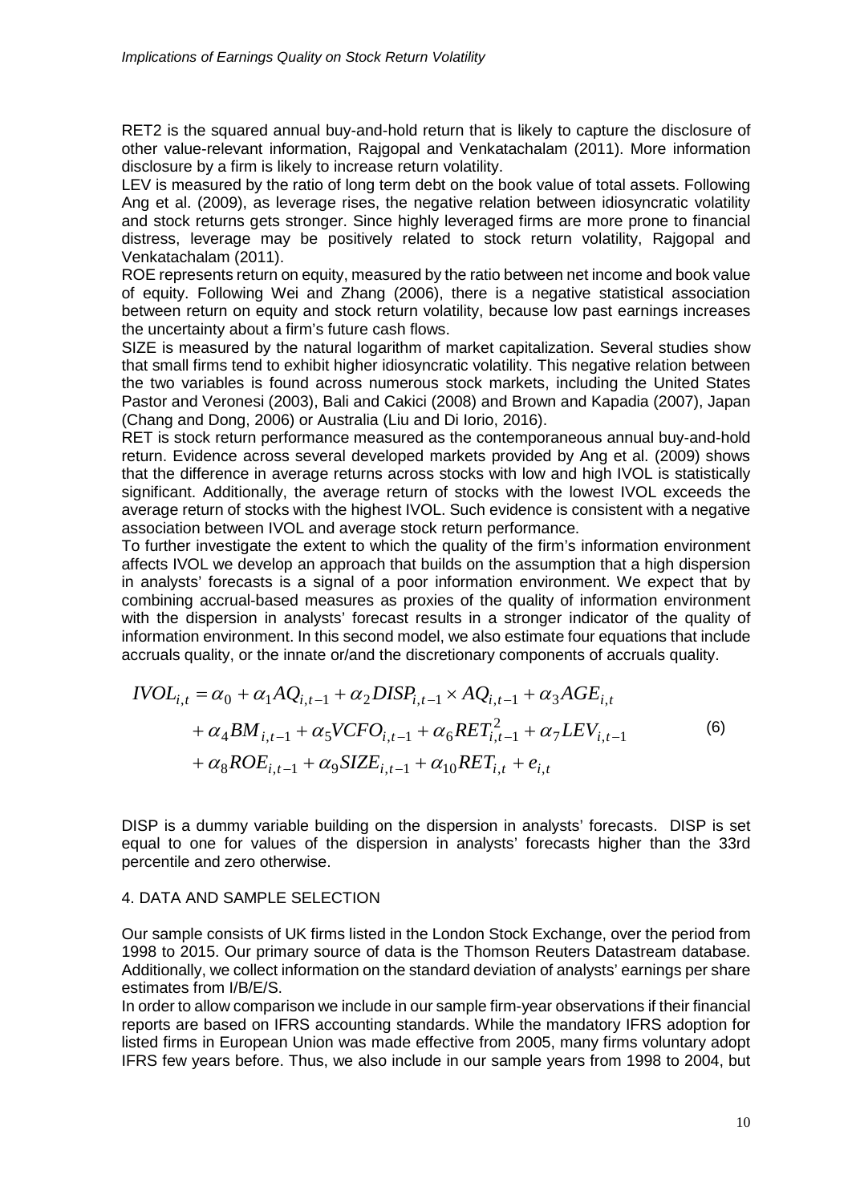RET2 is the squared annual buy-and-hold return that is likely to capture the disclosure of other value-relevant information, Rajgopal and Venkatachalam (2011). More information disclosure by a firm is likely to increase return volatility.

LEV is measured by the ratio of long term debt on the book value of total assets. Following Ang et al. (2009), as leverage rises, the negative relation between idiosyncratic volatility and stock returns gets stronger. Since highly leveraged firms are more prone to financial distress, leverage may be positively related to stock return volatility, Rajgopal and Venkatachalam (2011).

ROE represents return on equity, measured by the ratio between net income and book value of equity. Following Wei and Zhang (2006), there is a negative statistical association between return on equity and stock return volatility, because low past earnings increases the uncertainty about a firm's future cash flows.

SIZE is measured by the natural logarithm of market capitalization. Several studies show that small firms tend to exhibit higher idiosyncratic volatility. This negative relation between the two variables is found across numerous stock markets, including the United States Pastor and Veronesi (2003), Bali and Cakici (2008) and Brown and Kapadia (2007), Japan (Chang and Dong, 2006) or Australia (Liu and Di Iorio, 2016).

RET is stock return performance measured as the contemporaneous annual buy-and-hold return. Evidence across several developed markets provided by Ang et al. (2009) shows that the difference in average returns across stocks with low and high IVOL is statistically significant. Additionally, the average return of stocks with the lowest IVOL exceeds the average return of stocks with the highest IVOL. Such evidence is consistent with a negative association between IVOL and average stock return performance.

To further investigate the extent to which the quality of the firm's information environment affects IVOL we develop an approach that builds on the assumption that a high dispersion in analysts' forecasts is a signal of a poor information environment. We expect that by combining accrual-based measures as proxies of the quality of information environment with the dispersion in analysts' forecast results in a stronger indicator of the quality of information environment. In this second model, we also estimate four equations that include accruals quality, or the innate or/and the discretionary components of accruals quality.

$$
\begin{aligned}
IVOL_{i,t} &= \alpha_0 + \alpha_1 AQ_{i,t-1} + \alpha_2 DISP_{i,t-1} \times AQ_{i,t-1} + \alpha_3 AGE_{i,t} \\
&+ \alpha_4 BM_{i,t-1} + \alpha_5 VCFO_{i,t-1} + \alpha_6 RET_{i,t-1}^2 + \alpha_7 LEV_{i,t-1} \\
&+ \alpha_8 ROE_{i,t-1} + \alpha_9 SIZE_{i,t-1} + \alpha_{10} RET_{i,t} + e_{i,t}
\end{aligned} \tag{6}
$$

DISP is a dummy variable building on the dispersion in analysts' forecasts. DISP is set equal to one for values of the dispersion in analysts' forecasts higher than the 33rd percentile and zero otherwise.

## 4. DATA AND SAMPLE SELECTION

Our sample consists of UK firms listed in the London Stock Exchange, over the period from 1998 to 2015. Our primary source of data is the Thomson Reuters Datastream database. Additionally, we collect information on the standard deviation of analysts' earnings per share estimates from I/B/E/S.

In order to allow comparison we include in our sample firm-year observations if their financial reports are based on IFRS accounting standards. While the mandatory IFRS adoption for listed firms in European Union was made effective from 2005, many firms voluntary adopt IFRS few years before. Thus, we also include in our sample years from 1998 to 2004, but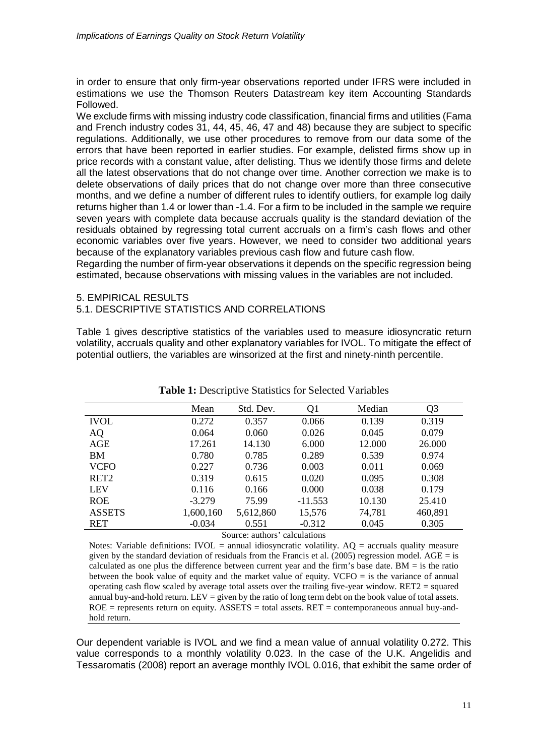in order to ensure that only firm-year observations reported under IFRS were included in estimations we use the Thomson Reuters Datastream key item Accounting Standards Followed.

We exclude firms with missing industry code classification, financial firms and utilities (Fama and French industry codes 31, 44, 45, 46, 47 and 48) because they are subject to specific regulations. Additionally, we use other procedures to remove from our data some of the errors that have been reported in earlier studies. For example, delisted firms show up in price records with a constant value, after delisting. Thus we identify those firms and delete all the latest observations that do not change over time. Another correction we make is to delete observations of daily prices that do not change over more than three consecutive months, and we define a number of different rules to identify outliers, for example log daily returns higher than 1.4 or lower than -1.4. For a firm to be included in the sample we require seven years with complete data because accruals quality is the standard deviation of the residuals obtained by regressing total current accruals on a firm's cash flows and other economic variables over five years. However, we need to consider two additional years because of the explanatory variables previous cash flow and future cash flow.

Regarding the number of firm-year observations it depends on the specific regression being estimated, because observations with missing values in the variables are not included.

## 5. EMPIRICAL RESULTS

### 5.1. DESCRIPTIVE STATISTICS AND CORRELATIONS

Table 1 gives descriptive statistics of the variables used to measure idiosyncratic return volatility, accruals quality and other explanatory variables for IVOL. To mitigate the effect of potential outliers, the variables are winsorized at the first and ninety-ninth percentile.

**Table 1:** Descriptive Statistics for Selected Variables

| | Mean | Std. Dev. | Q1 | Median | Q3 |
|---|---|---|---|---|---|
| IVOL | 0.272 | 0.357 | 0.066 | 0.139 | 0.319 |
| AQ | 0.064 | 0.060 | 0.026 | 0.045 | 0.079 |
| AGE | 17.261 | 14.130 | 6.000 | 12.000 | 26.000 |
| BM | 0.780 | 0.785 | 0.289 | 0.539 | 0.974 |
| VCFO | 0.227 | 0.736 | 0.003 | 0.011 | 0.069 |
| RET2 | 0.319 | 0.615 | 0.020 | 0.095 | 0.308 |
| LEV | 0.116 | 0.166 | 0.000 | 0.038 | 0.179 |
| ROE | -3.279 | 75.99 | -11.553 | 10.130 | 25.410 |
| ASSETS | 1,600,160 | 5,612,860 | 15,576 | 74,781 | 460,891 |
| RET | -0.034 | 0.551 | -0.312 | 0.045 | 0.305 |

Source: authors' calculations

Notes: Variable definitions: IVOL = annual idiosyncratic volatility. AQ = accruals quality measure given by the standard deviation of residuals from the Francis et al. (2005) regression model. AGE = is calculated as one plus the difference between current year and the firm's base date. BM = is the ratio between the book value of equity and the market value of equity. VCFO = is the variance of annual operating cash flow scaled by average total assets over the trailing five-year window. RET2 = squared annual buy-and-hold return. LEV = given by the ratio of long term debt on the book value of total assets. ROE = represents return on equity. ASSETS = total assets. RET = contemporaneous annual buy-and-hold return.

Our dependent variable is IVOL and we find a mean value of annual volatility 0.272. This value corresponds to a monthly volatility 0.023. In the case of the U.K. Angelidis and Tessaromatis (2008) report an average monthly IVOL 0.016, that exhibit the same order of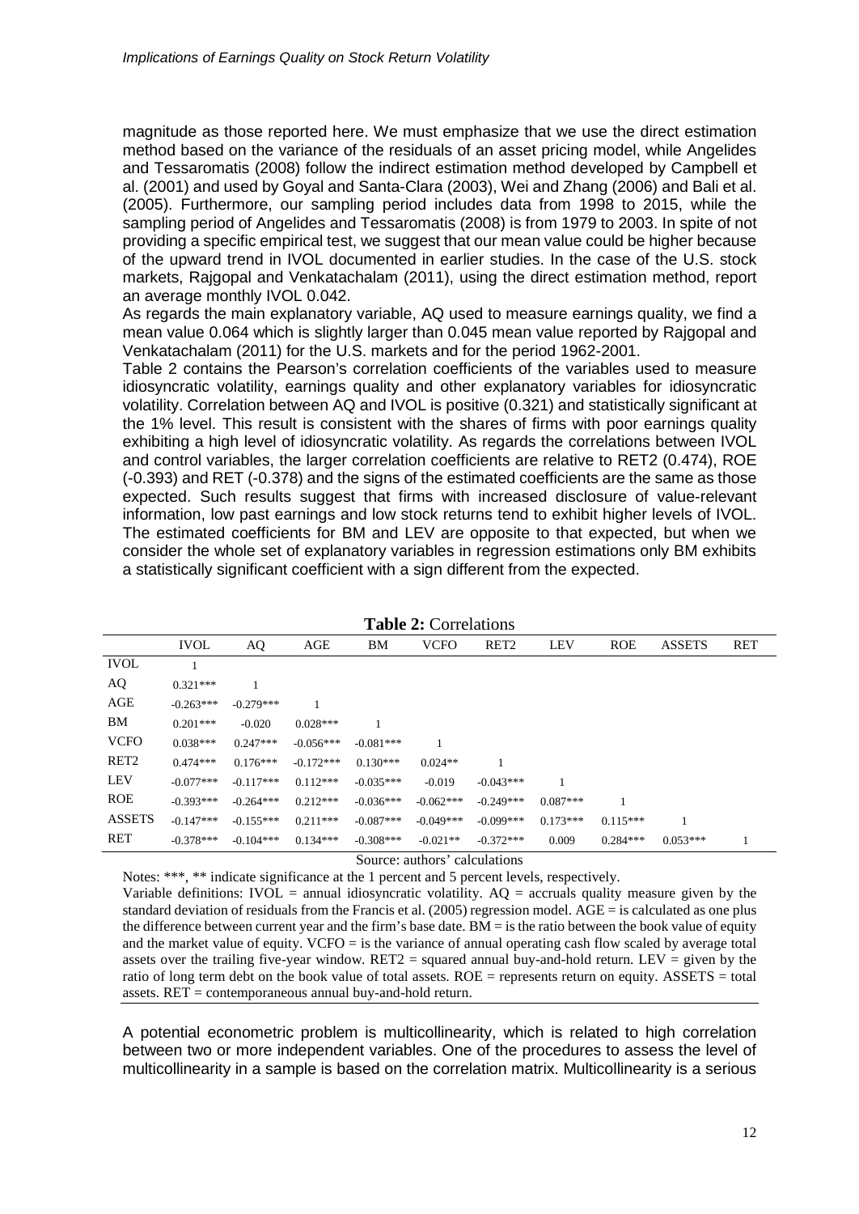magnitude as those reported here. We must emphasize that we use the direct estimation method based on the variance of the residuals of an asset pricing model, while Angelides and Tessaromatis (2008) follow the indirect estimation method developed by Campbell et al. (2001) and used by Goyal and Santa-Clara (2003), Wei and Zhang (2006) and Bali et al. (2005). Furthermore, our sampling period includes data from 1998 to 2015, while the sampling period of Angelides and Tessaromatis (2008) is from 1979 to 2003. In spite of not providing a specific empirical test, we suggest that our mean value could be higher because of the upward trend in IVOL documented in earlier studies. In the case of the U.S. stock markets, Rajgopal and Venkatachalam (2011), using the direct estimation method, report an average monthly IVOL 0.042.

As regards the main explanatory variable, AQ used to measure earnings quality, we find a mean value 0.064 which is slightly larger than 0.045 mean value reported by Rajgopal and Venkatachalam (2011) for the U.S. markets and for the period 1962-2001.

Table 2 contains the Pearson's correlation coefficients of the variables used to measure idiosyncratic volatility, earnings quality and other explanatory variables for idiosyncratic volatility. Correlation between AQ and IVOL is positive (0.321) and statistically significant at the 1% level. This result is consistent with the shares of firms with poor earnings quality exhibiting a high level of idiosyncratic volatility. As regards the correlations between IVOL and control variables, the larger correlation coefficients are relative to RET2 (0.474), ROE (-0.393) and RET (-0.378) and the signs of the estimated coefficients are the same as those expected. Such results suggest that firms with increased disclosure of value-relevant information, low past earnings and low stock returns tend to exhibit higher levels of IVOL. The estimated coefficients for BM and LEV are opposite to that expected, but when we consider the whole set of explanatory variables in regression estimations only BM exhibits a statistically significant coefficient with a sign different from the expected.

**Table 2:** Correlations

| | IVOL | AQ | AGE | BM | VCFO | RET2 | LEV | ROE | ASSETS | RET |
|---|---|---|---|---|---|---|---|---|---|---|
| IVOL | 1 | | | | | | | | | |
| AQ | 0.321*** | 1 | | | | | | | | |
| AGE | -0.263*** | -0.279*** | 1 | | | | | | | |
| BM | 0.201*** | -0.020 | 0.028*** | 1 | | | | | | |
| VCFO | 0.038*** | 0.247*** | -0.056*** | -0.081*** | 1 | | | | | |
| RET2 | 0.474*** | 0.176*** | -0.172*** | 0.130*** | 0.024** | 1 | | | | |
| LEV | -0.077*** | -0.117*** | 0.112*** | -0.035*** | -0.019 | -0.043*** | 1 | | | |
| ROE | -0.393*** | -0.264*** | 0.212*** | -0.036*** | -0.062*** | -0.249*** | 0.087*** | 1 | | |
| ASSETS | -0.147*** | -0.155*** | 0.211*** | -0.087*** | -0.049*** | -0.099*** | 0.173*** | 0.115*** | 1 | |
| RET | -0.378*** | -0.104*** | 0.134*** | -0.308*** | -0.021** | -0.372*** | 0.009 | 0.284*** | 0.053*** | 1 |

Source: authors' calculations

Notes: ***, ** indicate significance at the 1 percent and 5 percent levels, respectively.

Variable definitions: IVOL = annual idiosyncratic volatility. AQ = accruals quality measure given by the standard deviation of residuals from the Francis et al. (2005) regression model. AGE = is calculated as one plus the difference between current year and the firm's base date. BM = is the ratio between the book value of equity and the market value of equity. VCFO = is the variance of annual operating cash flow scaled by average total assets over the trailing five-year window. RET2 = squared annual buy-and-hold return. LEV = given by the ratio of long term debt on the book value of total assets. ROE = represents return on equity. ASSETS = total assets. RET = contemporaneous annual buy-and-hold return.

A potential econometric problem is multicollinearity, which is related to high correlation between two or more independent variables. One of the procedures to assess the level of multicollinearity in a sample is based on the correlation matrix. Multicollinearity is a serious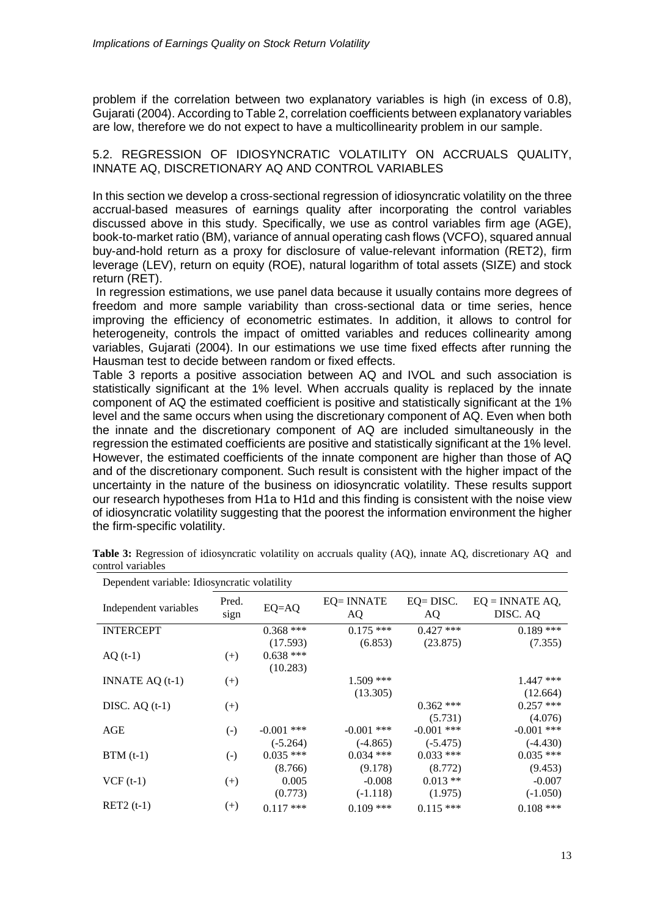problem if the correlation between two explanatory variables is high (in excess of 0.8), Gujarati (2004). According to Table 2, correlation coefficients between explanatory variables are low, therefore we do not expect to have a multicollinearity problem in our sample.

## 5.2. REGRESSION OF IDIOSYNCRATIC VOLATILITY ON ACCRUALS QUALITY, INNATE AQ, DISCRETIONARY AQ AND CONTROL VARIABLES

In this section we develop a cross-sectional regression of idiosyncratic volatility on the three accrual-based measures of earnings quality after incorporating the control variables discussed above in this study. Specifically, we use as control variables firm age (AGE), book-to-market ratio (BM), variance of annual operating cash flows (VCFO), squared annual buy-and-hold return as a proxy for disclosure of value-relevant information (RET2), firm leverage (LEV), return on equity (ROE), natural logarithm of total assets (SIZE) and stock return (RET).

In regression estimations, we use panel data because it usually contains more degrees of freedom and more sample variability than cross-sectional data or time series, hence improving the efficiency of econometric estimates. In addition, it allows to control for heterogeneity, controls the impact of omitted variables and reduces collinearity among variables, Gujarati (2004). In our estimations we use time fixed effects after running the Hausman test to decide between random or fixed effects.

Table 3 reports a positive association between AQ and IVOL and such association is statistically significant at the 1% level. When accruals quality is replaced by the innate component of AQ the estimated coefficient is positive and statistically significant at the 1% level and the same occurs when using the discretionary component of AQ. Even when both the innate and the discretionary component of AQ are included simultaneously in the regression the estimated coefficients are positive and statistically significant at the 1% level. However, the estimated coefficients of the innate component are higher than those of AQ and of the discretionary component. Such result is consistent with the higher impact of the uncertainty in the nature of the business on idiosyncratic volatility. These results support our research hypotheses from H1a to H1d and this finding is consistent with the noise view of idiosyncratic volatility suggesting that the poorest the information environment the higher the firm-specific volatility.

**Table 3:** Regression of idiosyncratic volatility on accruals quality (AQ), innate AQ, discretionary AQ and control variables

| Dependent variable: Idiosyncratic volatility | | | | | |
|---|---|---|---|---|---|
| Independent variables | Pred. sign | EQ=AQ | EQ= INNATE AQ | EQ= DISC. AQ | EQ = INNATE AQ, DISC. AQ |
| INTERCEPT | | 0.368 *** | 0.175 *** | 0.427 *** | 0.189 *** |
| | | (17.593) | (6.853) | (23.875) | (7.355) |
| AQ (t-1) | (+) | 0.638 *** | | | |
| | | (10.283) | | | |
| INNATE AQ (t-1) | (+) | | 1.509 *** | | 1.447 *** |
| | | | (13.305) | | (12.664) |
| DISC. AQ (t-1) | (+) | | | 0.362 *** | 0.257 *** |
| | | | | (5.731) | (4.076) |
| AGE | (-) | -0.001 *** | -0.001 *** | -0.001 *** | -0.001 *** |
| | | (-5.264) | (-4.865) | (-5.475) | (-4.430) |
| BTM (t-1) | (-) | 0.035 *** | 0.034 *** | 0.033 *** | 0.035 *** |
| | | (8.766) | (9.178) | (8.772) | (9.453) |
| VCF (t-1) | (+) | 0.005 | -0.008 | 0.013 ** | -0.007 |
| | | (0.773) | (-1.118) | (1.975) | (-1.050) |
| RET2 (t-1) | (+) | 0.117 *** | 0.109 *** | 0.115 *** | 0.108 *** |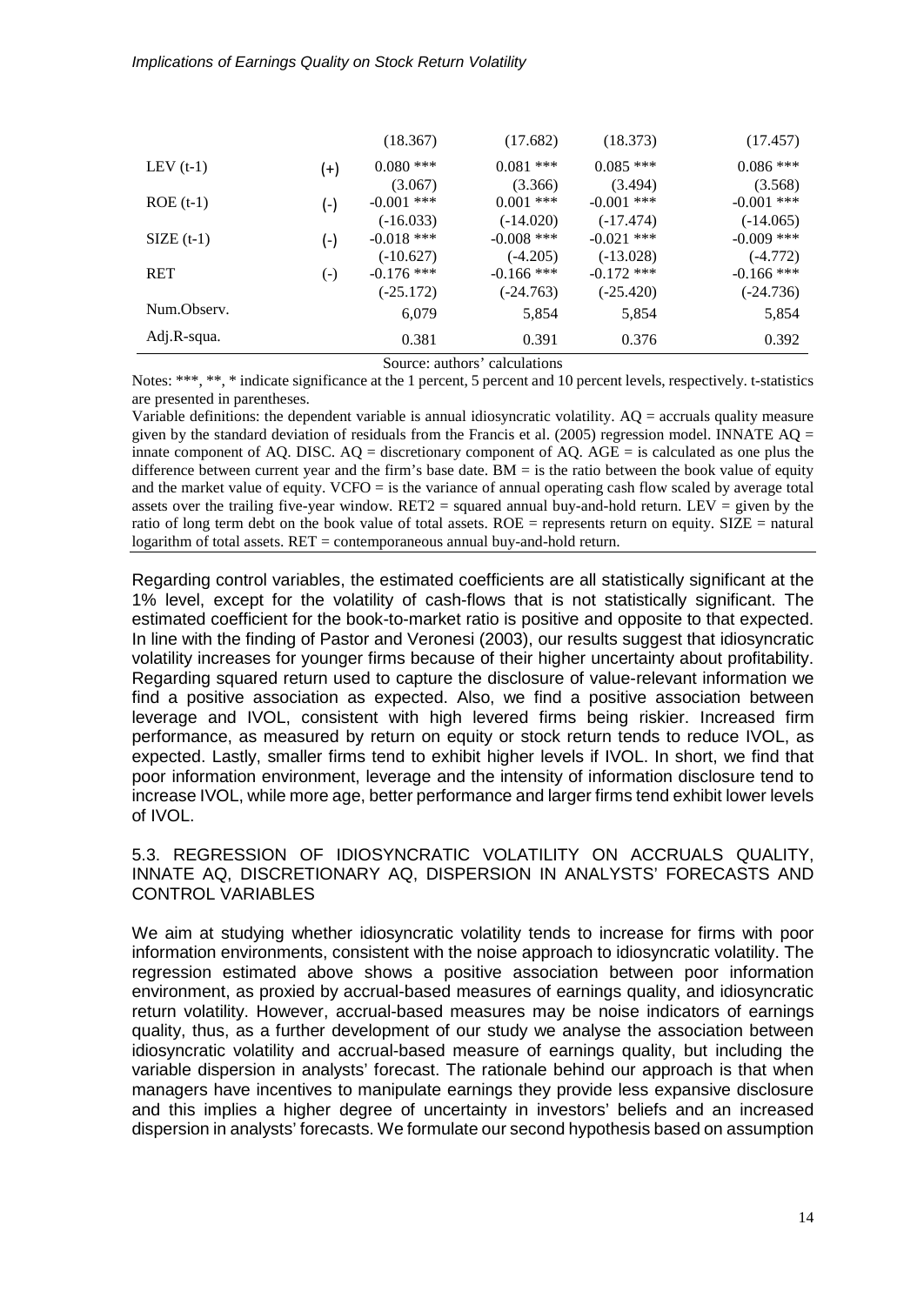| | | | | | |
|---|---|---|---|---|---|
| | | (18.367) | (17.682) | (18.373) | (17.457) |
| LEV (t-1) | (+) | 0.080 *** | 0.081 *** | 0.085 *** | 0.086 *** |
| | | (3.067) | (3.366) | (3.494) | (3.568) |
| ROE (t-1) | (-) | -0.001 *** | 0.001 *** | -0.001 *** | -0.001 *** |
| | | (-16.033) | (-14.020) | (-17.474) | (-14.065) |
| SIZE (t-1) | (-) | -0.018 *** | -0.008 *** | -0.021 *** | -0.009 *** |
| | | (-10.627) | (-4.205) | (-13.028) | (-4.772) |
| RET | (-) | -0.176 *** | -0.166 *** | -0.172 *** | -0.166 *** |
| | | (-25.172) | (-24.763) | (-25.420) | (-24.736) |
| Num.Observ. | | 6,079 | 5,854 | 5,854 | 5,854 |
| Adj.R-squa. | | 0.381 | 0.391 | 0.376 | 0.392 |

Source: authors' calculations

Notes: ***, **, * indicate significance at the 1 percent, 5 percent and 10 percent levels, respectively. t-statistics are presented in parentheses.

Variable definitions: the dependent variable is annual idiosyncratic volatility. AQ = accruals quality measure given by the standard deviation of residuals from the Francis et al. (2005) regression model. INNATE AQ = innate component of AQ. DISC. AQ = discretionary component of AQ. AGE = is calculated as one plus the difference between current year and the firm's base date. BM = is the ratio between the book value of equity and the market value of equity. VCFO = is the variance of annual operating cash flow scaled by average total assets over the trailing five-year window. RET2 = squared annual buy-and-hold return. LEV = given by the ratio of long term debt on the book value of total assets. ROE = represents return on equity. SIZE = natural logarithm of total assets. RET = contemporaneous annual buy-and-hold return.

Regarding control variables, the estimated coefficients are all statistically significant at the 1% level, except for the volatility of cash-flows that is not statistically significant. The estimated coefficient for the book-to-market ratio is positive and opposite to that expected. In line with the finding of Pastor and Veronesi (2003), our results suggest that idiosyncratic volatility increases for younger firms because of their higher uncertainty about profitability. Regarding squared return used to capture the disclosure of value-relevant information we find a positive association as expected. Also, we find a positive association between leverage and IVOL, consistent with high levered firms being riskier. Increased firm performance, as measured by return on equity or stock return tends to reduce IVOL, as expected. Lastly, smaller firms tend to exhibit higher levels if IVOL. In short, we find that poor information environment, leverage and the intensity of information disclosure tend to increase IVOL, while more age, better performance and larger firms tend exhibit lower levels of IVOL.

### 5.3. REGRESSION OF IDIOSYNCRATIC VOLATILITY ON ACCRUALS QUALITY, INNATE AQ, DISCRETIONARY AQ, DISPERSION IN ANALYSTS' FORECASTS AND CONTROL VARIABLES

We aim at studying whether idiosyncratic volatility tends to increase for firms with poor information environments, consistent with the noise approach to idiosyncratic volatility. The regression estimated above shows a positive association between poor information environment, as proxied by accrual-based measures of earnings quality, and idiosyncratic return volatility. However, accrual-based measures may be noise indicators of earnings quality, thus, as a further development of our study we analyse the association between idiosyncratic volatility and accrual-based measure of earnings quality, but including the variable dispersion in analysts' forecast. The rationale behind our approach is that when managers have incentives to manipulate earnings they provide less expansive disclosure and this implies a higher degree of uncertainty in investors' beliefs and an increased dispersion in analysts' forecasts. We formulate our second hypothesis based on assumption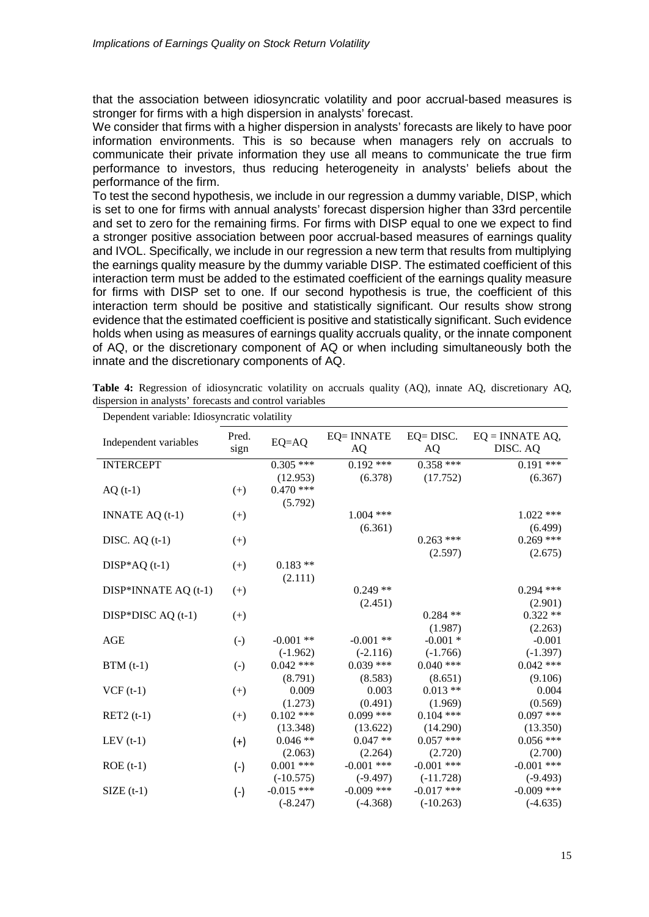that the association between idiosyncratic volatility and poor accrual-based measures is stronger for firms with a high dispersion in analysts' forecast.

We consider that firms with a higher dispersion in analysts' forecasts are likely to have poor information environments. This is so because when managers rely on accruals to communicate their private information they use all means to communicate the true firm performance to investors, thus reducing heterogeneity in analysts' beliefs about the performance of the firm.

To test the second hypothesis, we include in our regression a dummy variable, DISP, which is set to one for firms with annual analysts' forecast dispersion higher than 33rd percentile and set to zero for the remaining firms. For firms with DISP equal to one we expect to find a stronger positive association between poor accrual-based measures of earnings quality and IVOL. Specifically, we include in our regression a new term that results from multiplying the earnings quality measure by the dummy variable DISP. The estimated coefficient of this interaction term must be added to the estimated coefficient of the earnings quality measure for firms with DISP set to one. If our second hypothesis is true, the coefficient of this interaction term should be positive and statistically significant. Our results show strong evidence that the estimated coefficient is positive and statistically significant. Such evidence holds when using as measures of earnings quality accruals quality, or the innate component of AQ, or the discretionary component of AQ or when including simultaneously both the innate and the discretionary components of AQ.

**Table 4:** Regression of idiosyncratic volatility on accruals quality (AQ), innate AQ, discretionary AQ, dispersion in analysts' forecasts and control variables

Dependent variable: Idiosyncratic volatility

| Independent variables | Pred. sign | EQ=AQ | EQ= INNATE AQ | EQ= DISC. AQ | EQ = INNATE AQ, DISC. AQ |
|---|---|---|---|---|---|
| INTERCEPT | | 0.305 *** | 0.192 *** | 0.358 *** | 0.191 *** |
| | | (12.953) | (6.378) | (17.752) | (6.367) |
| AQ (t-1) | (+) | 0.470 *** | | | |
| | | (5.792) | | | |
| INNATE AQ (t-1) | (+) | | 1.004 *** | | 1.022 *** |
| | | | (6.361) | | (6.499) |
| DISC. AQ (t-1) | (+) | | | 0.263 *** | 0.269 *** |
| | | | | (2.597) | (2.675) |
| DISP*AQ (t-1) | (+) | 0.183 ** | | | |
| | | (2.111) | | | |
| DISP*INNATE AQ (t-1) | (+) | | 0.249 ** | | 0.294 *** |
| | | | (2.451) | | (2.901) |
| DISP*DISC AQ (t-1) | (+) | | | 0.284 ** | 0.322 ** |
| | | | | (1.987) | (2.263) |
| AGE | (-) | -0.001 ** | -0.001 ** | -0.001 * | -0.001 |
| | | (-1.962) | (-2.116) | (-1.766) | (-1.397) |
| BTM (t-1) | (-) | 0.042 *** | 0.039 *** | 0.040 *** | 0.042 *** |
| | | (8.791) | (8.583) | (8.651) | (9.106) |
| VCF (t-1) | (+) | 0.009 | 0.003 | 0.013 ** | 0.004 |
| | | (1.273) | (0.491) | (1.969) | (0.569) |
| RET2 (t-1) | (+) | 0.102 *** | 0.099 *** | 0.104 *** | 0.097 *** |
| | | (13.348) | (13.622) | (14.290) | (13.350) |
| LEV (t-1) | (+) | 0.046 ** | 0.047 ** | 0.057 *** | 0.056 *** |
| | | (2.063) | (2.264) | (2.720) | (2.700) |
| ROE (t-1) | (-) | 0.001 *** | -0.001 *** | -0.001 *** | -0.001 *** |
| | | (-10.575) | (-9.497) | (-11.728) | (-9.493) |
| SIZE (t-1) | (-) | -0.015 *** | -0.009 *** | -0.017 *** | -0.009 *** |
| | | (-8.247) | (-4.368) | (-10.263) | (-4.635) |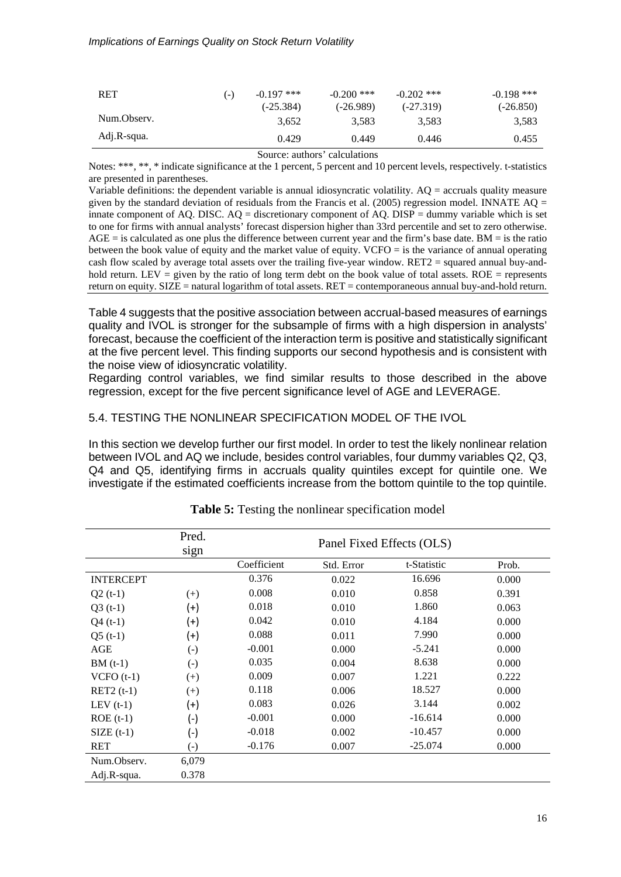| RET | (-) | -0.197 *** | -0.200 *** | -0.202 *** | -0.198 *** |
|---|---|---|---|---|---|
| | | (-25.384) | (-26.989) | (-27.319) | (-26.850) |
| Num.Observ. | | 3,652 | 3,583 | 3,583 | 3,583 |
| Adj.R-squa. | | 0.429 | 0.449 | 0.446 | 0.455 |

Source: authors' calculations

Notes: ***, **, * indicate significance at the 1 percent, 5 percent and 10 percent levels, respectively. t-statistics are presented in parentheses.

Variable definitions: the dependent variable is annual idiosyncratic volatility. AQ = accruals quality measure given by the standard deviation of residuals from the Francis et al. (2005) regression model. INNATE AQ = innate component of AQ. DISC. AQ = discretionary component of AQ. DISP = dummy variable which is set to one for firms with annual analysts' forecast dispersion higher than 33rd percentile and set to zero otherwise. AGE = is calculated as one plus the difference between current year and the firm's base date. BM = is the ratio between the book value of equity and the market value of equity. VCFO = is the variance of annual operating cash flow scaled by average total assets over the trailing five-year window. RET2 = squared annual buy-and-hold return. LEV = given by the ratio of long term debt on the book value of total assets. ROE = represents return on equity. SIZE = natural logarithm of total assets. RET = contemporaneous annual buy-and-hold return.

Table 4 suggests that the positive association between accrual-based measures of earnings quality and IVOL is stronger for the subsample of firms with a high dispersion in analysts' forecast, because the coefficient of the interaction term is positive and statistically significant at the five percent level. This finding supports our second hypothesis and is consistent with the noise view of idiosyncratic volatility.

Regarding control variables, we find similar results to those described in the above regression, except for the five percent significance level of AGE and LEVERAGE.

### 5.4. TESTING THE NONLINEAR SPECIFICATION MODEL OF THE IVOL

In this section we develop further our first model. In order to test the likely nonlinear relation between IVOL and AQ we include, besides control variables, four dummy variables Q2, Q3, Q4 and Q5, identifying firms in accruals quality quintiles except for quintile one. We investigate if the estimated coefficients increase from the bottom quintile to the top quintile.

**Table 5:** Testing the nonlinear specification model

| | Pred. sign | Panel Fixed Effects (OLS) | | | |
|---|---|---|---|---|---|
| | | Coefficient | Std. Error | t-Statistic | Prob. |
| INTERCEPT | | 0.376 | 0.022 | 16.696 | 0.000 |
| Q2 (t-1) | (+) | 0.008 | 0.010 | 0.858 | 0.391 |
| Q3 (t-1) | (+) | 0.018 | 0.010 | 1.860 | 0.063 |
| Q4 (t-1) | (+) | 0.042 | 0.010 | 4.184 | 0.000 |
| Q5 (t-1) | (+) | 0.088 | 0.011 | 7.990 | 0.000 |
| AGE | (-) | -0.001 | 0.000 | -5.241 | 0.000 |
| BM (t-1) | (-) | 0.035 | 0.004 | 8.638 | 0.000 |
| VCFO (t-1) | (+) | 0.009 | 0.007 | 1.221 | 0.222 |
| RET2 (t-1) | (+) | 0.118 | 0.006 | 18.527 | 0.000 |
| LEV (t-1) | (+) | 0.083 | 0.026 | 3.144 | 0.002 |
| ROE (t-1) | (-) | -0.001 | 0.000 | -16.614 | 0.000 |
| SIZE (t-1) | (-) | -0.018 | 0.002 | -10.457 | 0.000 |
| RET | (-) | -0.176 | 0.007 | -25.074 | 0.000 |
| Num.Observ. | 6,079 | | | | |
| Adj.R-squa. | 0.378 | | | | |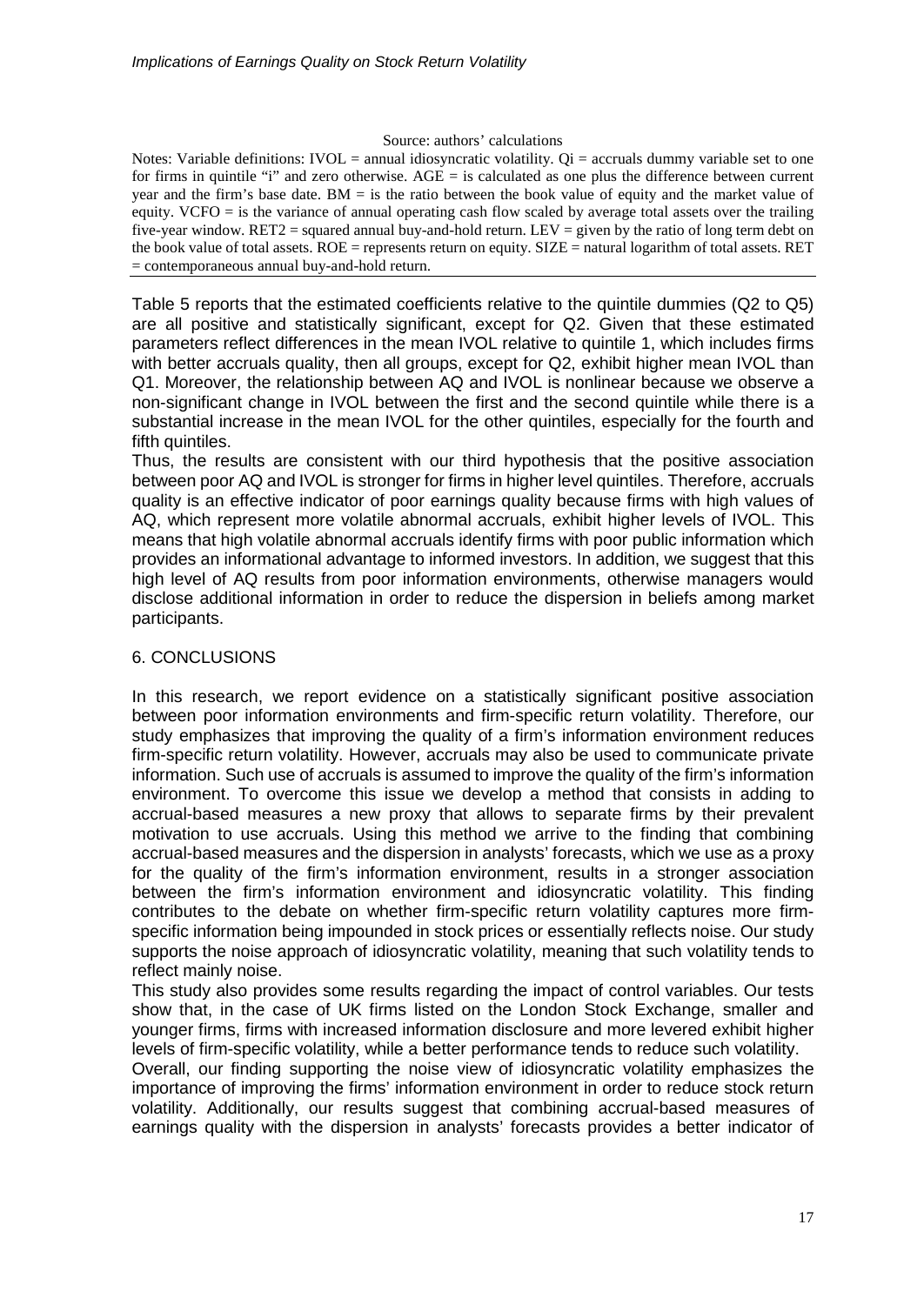Source: authors' calculations

Notes: Variable definitions: IVOL = annual idiosyncratic volatility. Qi = accruals dummy variable set to one for firms in quintile "i" and zero otherwise. AGE = is calculated as one plus the difference between current year and the firm's base date. BM = is the ratio between the book value of equity and the market value of equity. VCFO = is the variance of annual operating cash flow scaled by average total assets over the trailing five-year window. RET2 = squared annual buy-and-hold return. LEV = given by the ratio of long term debt on the book value of total assets. ROE = represents return on equity. SIZE = natural logarithm of total assets. RET = contemporaneous annual buy-and-hold return.

Table 5 reports that the estimated coefficients relative to the quintile dummies (Q2 to Q5) are all positive and statistically significant, except for Q2. Given that these estimated parameters reflect differences in the mean IVOL relative to quintile 1, which includes firms with better accruals quality, then all groups, except for Q2, exhibit higher mean IVOL than Q1. Moreover, the relationship between AQ and IVOL is nonlinear because we observe a non-significant change in IVOL between the first and the second quintile while there is a substantial increase in the mean IVOL for the other quintiles, especially for the fourth and fifth quintiles.

Thus, the results are consistent with our third hypothesis that the positive association between poor AQ and IVOL is stronger for firms in higher level quintiles. Therefore, accruals quality is an effective indicator of poor earnings quality because firms with high values of AQ, which represent more volatile abnormal accruals, exhibit higher levels of IVOL. This means that high volatile abnormal accruals identify firms with poor public information which provides an informational advantage to informed investors. In addition, we suggest that this high level of AQ results from poor information environments, otherwise managers would disclose additional information in order to reduce the dispersion in beliefs among market participants.

## 6. CONCLUSIONS

In this research, we report evidence on a statistically significant positive association between poor information environments and firm-specific return volatility. Therefore, our study emphasizes that improving the quality of a firm's information environment reduces firm-specific return volatility. However, accruals may also be used to communicate private information. Such use of accruals is assumed to improve the quality of the firm's information environment. To overcome this issue we develop a method that consists in adding to accrual-based measures a new proxy that allows to separate firms by their prevalent motivation to use accruals. Using this method we arrive to the finding that combining accrual-based measures and the dispersion in analysts' forecasts, which we use as a proxy for the quality of the firm's information environment, results in a stronger association between the firm's information environment and idiosyncratic volatility. This finding contributes to the debate on whether firm-specific return volatility captures more firm-specific information being impounded in stock prices or essentially reflects noise. Our study supports the noise approach of idiosyncratic volatility, meaning that such volatility tends to reflect mainly noise.

This study also provides some results regarding the impact of control variables. Our tests show that, in the case of UK firms listed on the London Stock Exchange, smaller and younger firms, firms with increased information disclosure and more levered exhibit higher levels of firm-specific volatility, while a better performance tends to reduce such volatility.

Overall, our finding supporting the noise view of idiosyncratic volatility emphasizes the importance of improving the firms' information environment in order to reduce stock return volatility. Additionally, our results suggest that combining accrual-based measures of earnings quality with the dispersion in analysts' forecasts provides a better indicator of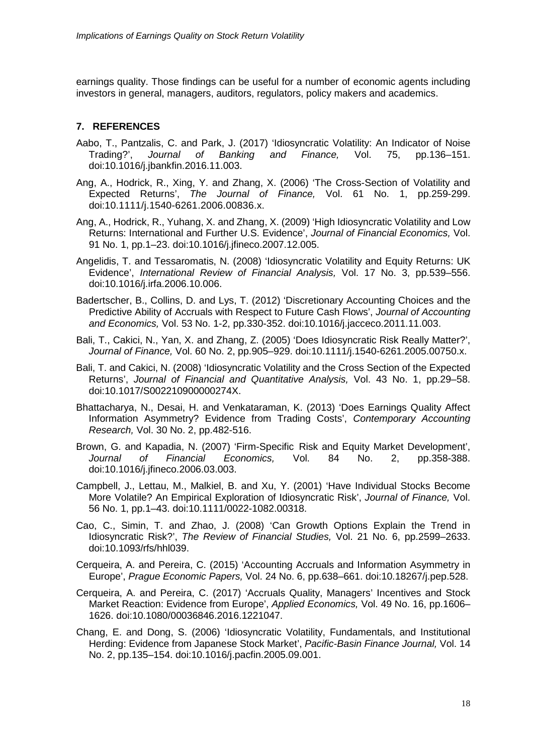earnings quality. Those findings can be useful for a number of economic agents including investors in general, managers, auditors, regulators, policy makers and academics.

## 7. REFERENCES

Aabo, T., Pantzalis, C. and Park, J. (2017) 'Idiosyncratic Volatility: An Indicator of Noise Trading?', *Journal of Banking and Finance,* Vol. 75, pp.136–151. doi:10.1016/j.jbankfin.2016.11.003.

Ang, A., Hodrick, R., Xing, Y. and Zhang, X. (2006) 'The Cross-Section of Volatility and Expected Returns', *The Journal of Finance,* Vol. 61 No. 1, pp.259-299. doi:10.1111/j.1540-6261.2006.00836.x.

Ang, A., Hodrick, R., Yuhang, X. and Zhang, X. (2009) 'High Idiosyncratic Volatility and Low Returns: International and Further U.S. Evidence', *Journal of Financial Economics,* Vol. 91 No. 1, pp.1–23. doi:10.1016/j.jfineco.2007.12.005.

Angelidis, T. and Tessaromatis, N. (2008) 'Idiosyncratic Volatility and Equity Returns: UK Evidence', *International Review of Financial Analysis,* Vol. 17 No. 3, pp.539–556. doi:10.1016/j.irfa.2006.10.006.

Badertscher, B., Collins, D. and Lys, T. (2012) 'Discretionary Accounting Choices and the Predictive Ability of Accruals with Respect to Future Cash Flows', *Journal of Accounting and Economics,* Vol. 53 No. 1-2, pp.330-352. doi:10.1016/j.jacceco.2011.11.003.

Bali, T., Cakici, N., Yan, X. and Zhang, Z. (2005) 'Does Idiosyncratic Risk Really Matter?', *Journal of Finance,* Vol. 60 No. 2, pp.905–929. doi:10.1111/j.1540-6261.2005.00750.x.

Bali, T. and Cakici, N. (2008) 'Idiosyncratic Volatility and the Cross Section of the Expected Returns', *Journal of Financial and Quantitative Analysis,* Vol. 43 No. 1, pp.29–58. doi:10.1017/S002210900000274X.

Bhattacharya, N., Desai, H. and Venkataraman, K. (2013) 'Does Earnings Quality Affect Information Asymmetry? Evidence from Trading Costs', *Contemporary Accounting Research,* Vol. 30 No. 2, pp.482-516.

Brown, G. and Kapadia, N. (2007) 'Firm-Specific Risk and Equity Market Development', *Journal of Financial Economics,* Vol. 84 No. 2, pp.358-388. doi:10.1016/j.jfineco.2006.03.003.

Campbell, J., Lettau, M., Malkiel, B. and Xu, Y. (2001) 'Have Individual Stocks Become More Volatile? An Empirical Exploration of Idiosyncratic Risk', *Journal of Finance,* Vol. 56 No. 1, pp.1–43. doi:10.1111/0022-1082.00318.

Cao, C., Simin, T. and Zhao, J. (2008) 'Can Growth Options Explain the Trend in Idiosyncratic Risk?', *The Review of Financial Studies,* Vol. 21 No. 6, pp.2599–2633. doi:10.1093/rfs/hhl039.

Cerqueira, A. and Pereira, C. (2015) 'Accounting Accruals and Information Asymmetry in Europe', *Prague Economic Papers,* Vol. 24 No. 6, pp.638–661. doi:10.18267/j.pep.528.

Cerqueira, A. and Pereira, C. (2017) 'Accruals Quality, Managers' Incentives and Stock Market Reaction: Evidence from Europe', *Applied Economics,* Vol. 49 No. 16, pp.1606–1626. doi:10.1080/00036846.2016.1221047.

Chang, E. and Dong, S. (2006) 'Idiosyncratic Volatility, Fundamentals, and Institutional Herding: Evidence from Japanese Stock Market', *Pacific-Basin Finance Journal,* Vol. 14 No. 2, pp.135–154. doi:10.1016/j.pacfin.2005.09.001.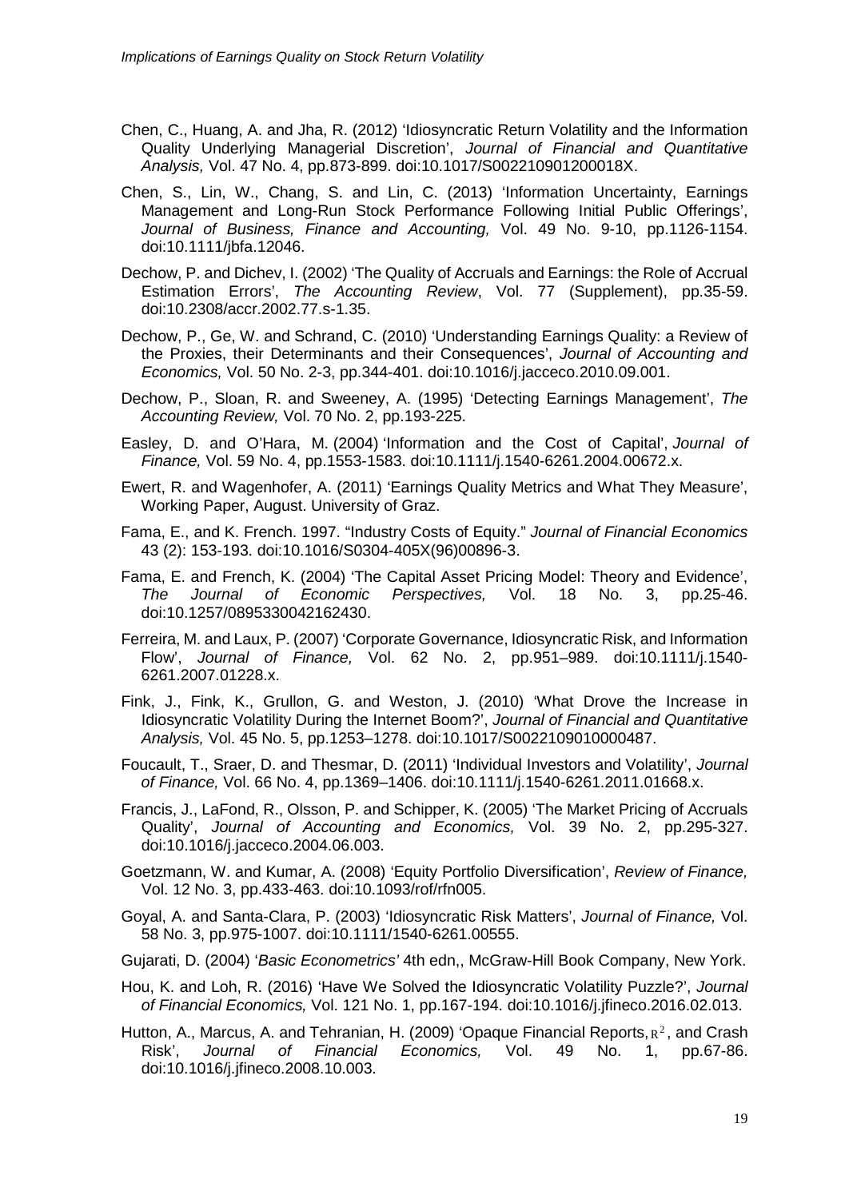Chen, C., Huang, A. and Jha, R. (2012) 'Idiosyncratic Return Volatility and the Information Quality Underlying Managerial Discretion', *Journal of Financial and Quantitative Analysis,* Vol. 47 No. 4, pp.873-899. doi:10.1017/S002210901200018X.

Chen, S., Lin, W., Chang, S. and Lin, C. (2013) 'Information Uncertainty, Earnings Management and Long-Run Stock Performance Following Initial Public Offerings', *Journal of Business, Finance and Accounting,* Vol. 49 No. 9-10, pp.1126-1154. doi:10.1111/jbfa.12046.

Dechow, P. and Dichev, I. (2002) 'The Quality of Accruals and Earnings: the Role of Accrual Estimation Errors', *The Accounting Review*, Vol. 77 (Supplement), pp.35-59. doi:10.2308/accr.2002.77.s-1.35.

Dechow, P., Ge, W. and Schrand, C. (2010) 'Understanding Earnings Quality: a Review of the Proxies, their Determinants and their Consequences', *Journal of Accounting and Economics,* Vol. 50 No. 2-3, pp.344-401. doi:10.1016/j.jacceco.2010.09.001.

Dechow, P., Sloan, R. and Sweeney, A. (1995) 'Detecting Earnings Management', *The Accounting Review,* Vol. 70 No. 2, pp.193-225.

Easley, D. and O'Hara, M. (2004) 'Information and the Cost of Capital', *Journal of Finance,* Vol. 59 No. 4, pp.1553-1583. doi:10.1111/j.1540-6261.2004.00672.x.

Ewert, R. and Wagenhofer, A. (2011) 'Earnings Quality Metrics and What They Measure', Working Paper, August. University of Graz.

Fama, E., and K. French. 1997. "Industry Costs of Equity." *Journal of Financial Economics* 43 (2): 153-193. doi:10.1016/S0304-405X(96)00896-3.

Fama, E. and French, K. (2004) 'The Capital Asset Pricing Model: Theory and Evidence', *The Journal of Economic Perspectives,* Vol. 18 No. 3, pp.25-46. doi:10.1257/0895330042162430.

Ferreira, M. and Laux, P. (2007) 'Corporate Governance, Idiosyncratic Risk, and Information Flow', *Journal of Finance,* Vol. 62 No. 2, pp.951–989. doi:10.1111/j.1540-6261.2007.01228.x.

Fink, J., Fink, K., Grullon, G. and Weston, J. (2010) 'What Drove the Increase in Idiosyncratic Volatility During the Internet Boom?', *Journal of Financial and Quantitative Analysis,* Vol. 45 No. 5, pp.1253–1278. doi:10.1017/S0022109010000487.

Foucault, T., Sraer, D. and Thesmar, D. (2011) 'Individual Investors and Volatility', *Journal of Finance,* Vol. 66 No. 4, pp.1369–1406. doi:10.1111/j.1540-6261.2011.01668.x.

Francis, J., LaFond, R., Olsson, P. and Schipper, K. (2005) 'The Market Pricing of Accruals Quality', *Journal of Accounting and Economics,* Vol. 39 No. 2, pp.295-327. doi:10.1016/j.jacceco.2004.06.003.

Goetzmann, W. and Kumar, A. (2008) 'Equity Portfolio Diversification', *Review of Finance,* Vol. 12 No. 3, pp.433-463. doi:10.1093/rof/rfn005.

Goyal, A. and Santa-Clara, P. (2003) 'Idiosyncratic Risk Matters', *Journal of Finance,* Vol. 58 No. 3, pp.975-1007. doi:10.1111/1540-6261.00555.

Gujarati, D. (2004) '*Basic Econometrics'* 4th edn,, McGraw-Hill Book Company, New York.

Hou, K. and Loh, R. (2016) 'Have We Solved the Idiosyncratic Volatility Puzzle?', *Journal of Financial Economics,* Vol. 121 No. 1, pp.167-194. doi:10.1016/j.jfineco.2016.02.013.

Hutton, A., Marcus, A. and Tehranian, H. (2009) 'Opaque Financial Reports, $R^2$, and Crash Risk', *Journal of Financial Economics,* Vol. 49 No. 1, pp.67-86. doi:10.1016/j.jfineco.2008.10.003.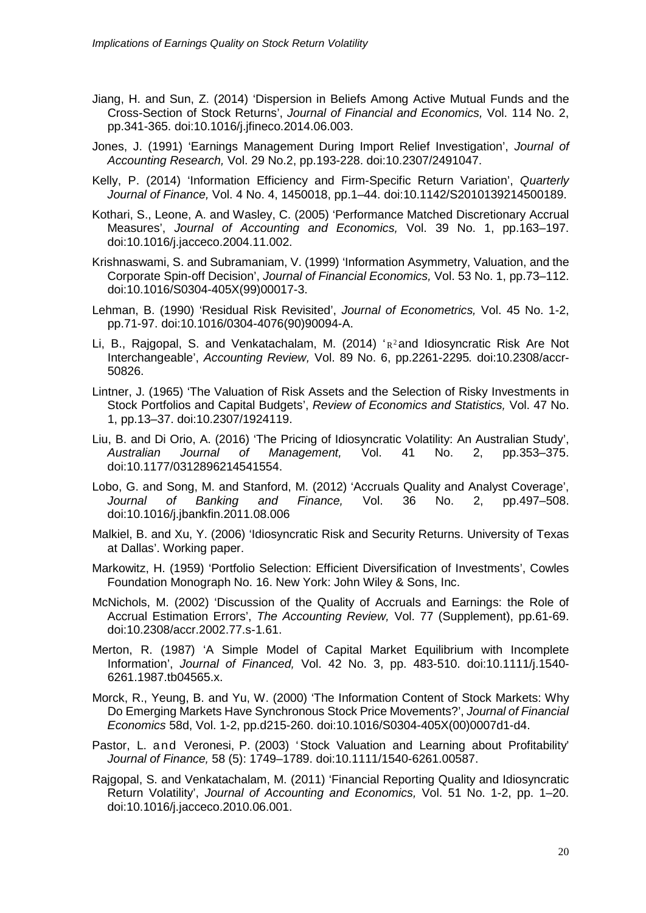Jiang, H. and Sun, Z. (2014) 'Dispersion in Beliefs Among Active Mutual Funds and the Cross-Section of Stock Returns', *Journal of Financial and Economics,* Vol. 114 No. 2, pp.341-365. doi:10.1016/j.jfineco.2014.06.003.

Jones, J. (1991) 'Earnings Management During Import Relief Investigation', *Journal of Accounting Research,* Vol. 29 No.2, pp.193-228. doi:10.2307/2491047.

Kelly, P. (2014) 'Information Efficiency and Firm-Specific Return Variation', *Quarterly Journal of Finance,* Vol. 4 No. 4, 1450018, pp.1–44. doi:10.1142/S2010139214500189.

Kothari, S., Leone, A. and Wasley, C. (2005) 'Performance Matched Discretionary Accrual Measures', *Journal of Accounting and Economics,* Vol. 39 No. 1, pp.163–197. doi:10.1016/j.jacceco.2004.11.002.

Krishnaswami, S. and Subramaniam, V. (1999) 'Information Asymmetry, Valuation, and the Corporate Spin-off Decision', *Journal of Financial Economics,* Vol. 53 No. 1, pp.73–112. doi:10.1016/S0304-405X(99)00017-3.

Lehman, B. (1990) 'Residual Risk Revisited', *Journal of Econometrics,* Vol. 45 No. 1-2, pp.71-97. doi:10.1016/0304-4076(90)90094-A.

Li, B., Rajgopal, S. and Venkatachalam, M. (2014) '$R^2$ and Idiosyncratic Risk Are Not Interchangeable', *Accounting Review,* Vol. 89 No. 6, pp.2261-2295. doi:10.2308/accr-50826.

Lintner, J. (1965) 'The Valuation of Risk Assets and the Selection of Risky Investments in Stock Portfolios and Capital Budgets', *Review of Economics and Statistics,* Vol. 47 No. 1, pp.13–37. doi:10.2307/1924119.

Liu, B. and Di Orio, A. (2016) 'The Pricing of Idiosyncratic Volatility: An Australian Study', *Australian Journal of Management,* Vol. 41 No. 2, pp.353–375. doi:10.1177/0312896214541554.

Lobo, G. and Song, M. and Stanford, M. (2012) 'Accruals Quality and Analyst Coverage', *Journal of Banking and Finance,* Vol. 36 No. 2, pp.497–508. doi:10.1016/j.jbankfin.2011.08.006

Malkiel, B. and Xu, Y. (2006) 'Idiosyncratic Risk and Security Returns. University of Texas at Dallas'. Working paper.

Markowitz, H. (1959) 'Portfolio Selection: Efficient Diversification of Investments', Cowles Foundation Monograph No. 16. New York: John Wiley & Sons, Inc.

McNichols, M. (2002) 'Discussion of the Quality of Accruals and Earnings: the Role of Accrual Estimation Errors', *The Accounting Review,* Vol. 77 (Supplement), pp.61-69. doi:10.2308/accr.2002.77.s-1.61.

Merton, R. (1987) 'A Simple Model of Capital Market Equilibrium with Incomplete Information', *Journal of Financed,* Vol. 42 No. 3, pp. 483-510. doi:10.1111/j.1540-6261.1987.tb04565.x.

Morck, R., Yeung, B. and Yu, W. (2000) 'The Information Content of Stock Markets: Why Do Emerging Markets Have Synchronous Stock Price Movements?', *Journal of Financial Economics* 58d, Vol. 1-2, pp.d215-260. doi:10.1016/S0304-405X(00)0007d1-d4.

Pastor, L. and Veronesi, P. (2003) 'Stock Valuation and Learning about Profitability' *Journal of Finance,* 58 (5): 1749–1789. doi:10.1111/1540-6261.00587.

Rajgopal, S. and Venkatachalam, M. (2011) 'Financial Reporting Quality and Idiosyncratic Return Volatility', *Journal of Accounting and Economics,* Vol. 51 No. 1-2, pp. 1–20. doi:10.1016/j.jacceco.2010.06.001.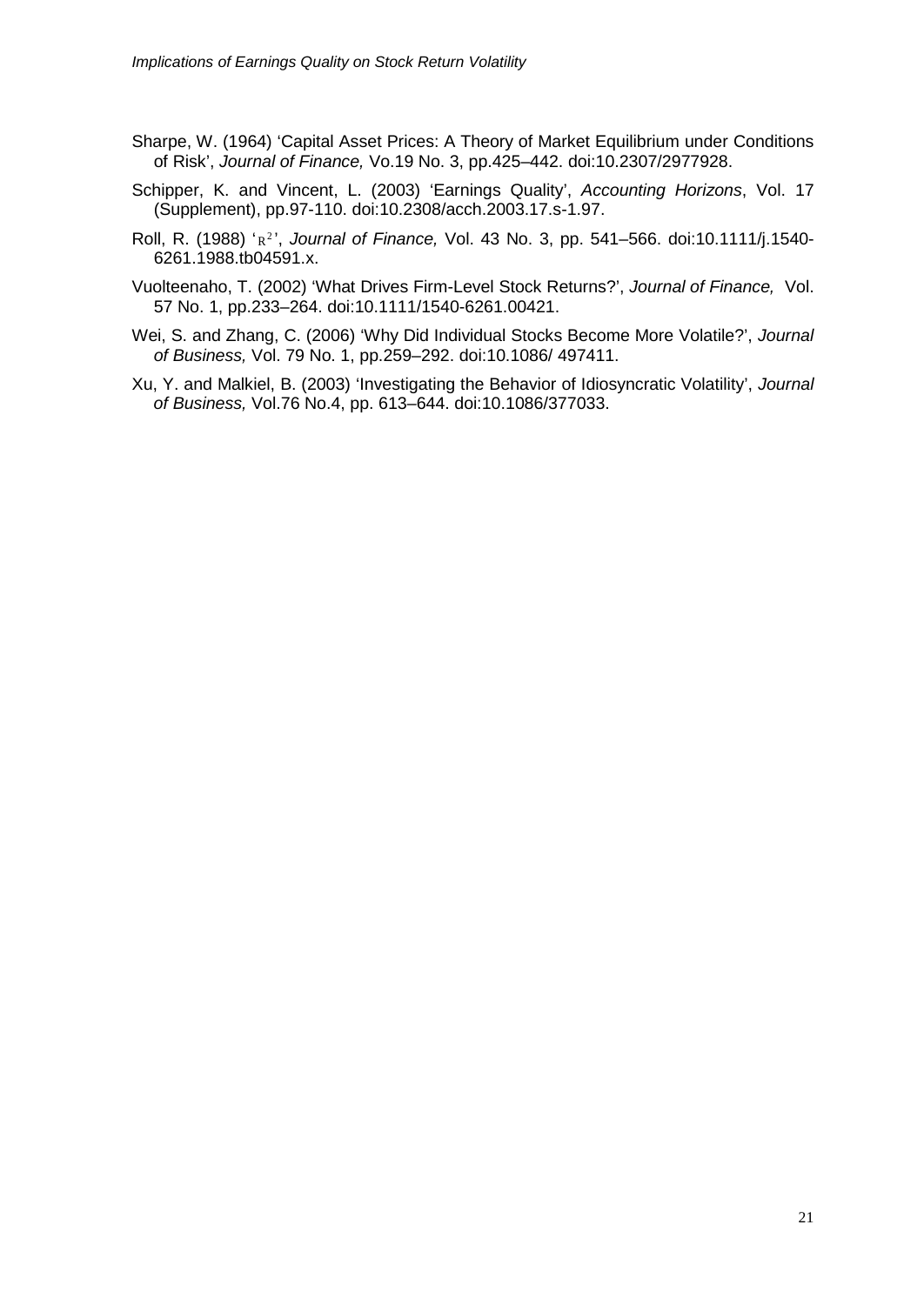Sharpe, W. (1964) 'Capital Asset Prices: A Theory of Market Equilibrium under Conditions of Risk', *Journal of Finance,* Vo.19 No. 3, pp.425–442. doi:10.2307/2977928.

Schipper, K. and Vincent, L. (2003) 'Earnings Quality', *Accounting Horizons*, Vol. 17 (Supplement), pp.97-110. doi:10.2308/acch.2003.17.s-1.97.

Roll, R. (1988) '$R^2$', *Journal of Finance,* Vol. 43 No. 3, pp. 541–566. doi:10.1111/j.1540-6261.1988.tb04591.x.

Vuolteenaho, T. (2002) 'What Drives Firm-Level Stock Returns?', *Journal of Finance,* Vol. 57 No. 1, pp.233–264. doi:10.1111/1540-6261.00421.

Wei, S. and Zhang, C. (2006) 'Why Did Individual Stocks Become More Volatile?', *Journal of Business,* Vol. 79 No. 1, pp.259–292. doi:10.1086/ 497411.

Xu, Y. and Malkiel, B. (2003) 'Investigating the Behavior of Idiosyncratic Volatility', *Journal of Business,* Vol.76 No.4, pp. 613–644. doi:10.1086/377033.